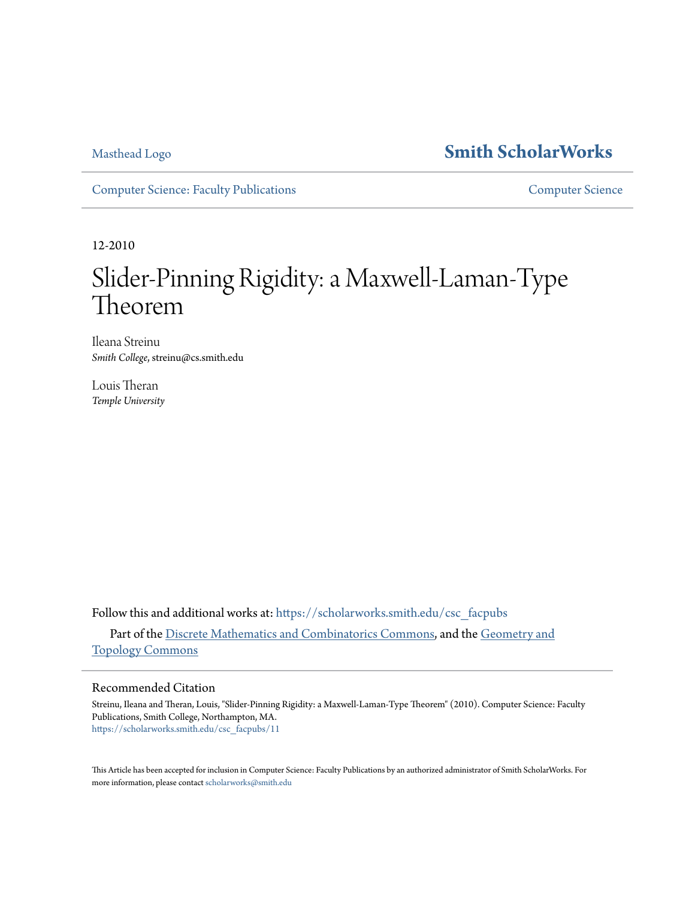Masthead Logo

**Smith ScholarWorks**

Computer Science: Faculty Publications

Computer Science

12-2010

# Slider-Pinning Rigidity: a Maxwell-Laman-Type Theorem

Ileana Streinu
*Smith College*, streinu@cs.smith.edu

Louis Theran
*Temple University*

Follow this and additional works at: https://scholarworks.smith.edu/csc_facpubs

Part of the Discrete Mathematics and Combinatorics Commons, and the Geometry and Topology Commons

## Recommended Citation

Streinu, Ileana and Theran, Louis, "Slider-Pinning Rigidity: a Maxwell-Laman-Type Theorem" (2010). Computer Science: Faculty Publications, Smith College, Northampton, MA.
https://scholarworks.smith.edu/csc_facpubs/11

This Article has been accepted for inclusion in Computer Science: Faculty Publications by an authorized administrator of Smith ScholarWorks. For more information, please contact scholarworks@smith.edu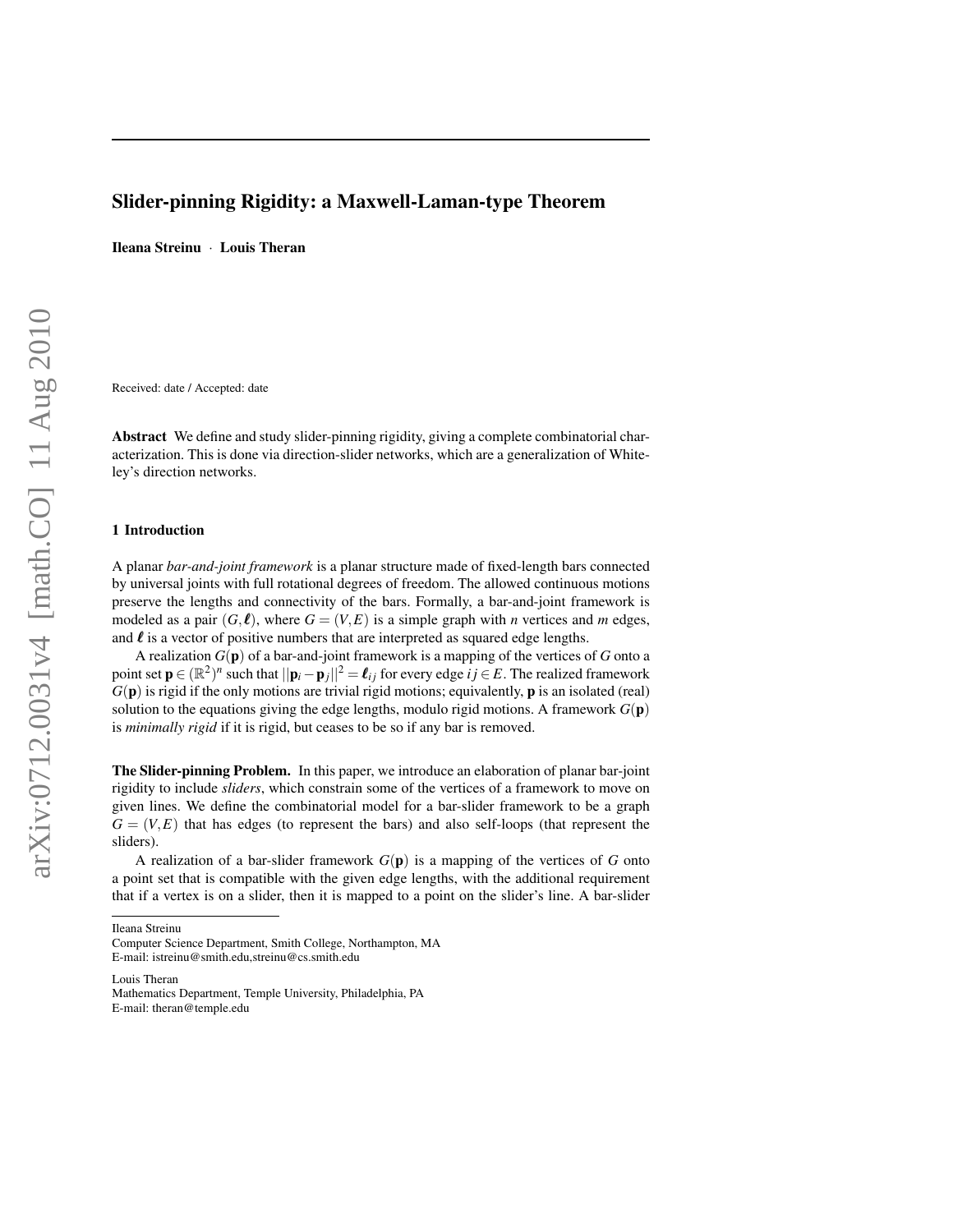# Slider-pinning Rigidity: a Maxwell-Laman-type Theorem

**Ileana Streinu** · **Louis Theran**

Received: date / Accepted: date

**Abstract** We define and study slider-pinning rigidity, giving a complete combinatorial characterization. This is done via direction-slider networks, which are a generalization of Whiteley's direction networks.

## 1 Introduction

A planar *bar-and-joint framework* is a planar structure made of fixed-length bars connected by universal joints with full rotational degrees of freedom. The allowed continuous motions preserve the lengths and connectivity of the bars. Formally, a bar-and-joint framework is modeled as a pair $(G, \boldsymbol{\ell})$, where $G = (V, E)$ is a simple graph with $n$ vertices and $m$ edges, and $\boldsymbol{\ell}$ is a vector of positive numbers that are interpreted as squared edge lengths.

A realization $G(\mathbf{p})$ of a bar-and-joint framework is a mapping of the vertices of $G$ onto a point set $\mathbf{p} \in (\mathbb{R}^2)^n$ such that $||\mathbf{p}_i - \mathbf{p}_j||^2 = \boldsymbol{\ell}_{ij}$ for every edge $ij \in E$. The realized framework $G(\mathbf{p})$ is rigid if the only motions are trivial rigid motions; equivalently, $\mathbf{p}$ is an isolated (real) solution to the equations giving the edge lengths, modulo rigid motions. A framework $G(\mathbf{p})$ is *minimally rigid* if it is rigid, but ceases to be so if any bar is removed.

**The Slider-pinning Problem.** In this paper, we introduce an elaboration of planar bar-joint rigidity to include *sliders*, which constrain some of the vertices of a framework to move on given lines. We define the combinatorial model for a bar-slider framework to be a graph $G = (V, E)$ that has edges (to represent the bars) and also self-loops (that represent the sliders).

A realization of a bar-slider framework $G(\mathbf{p})$ is a mapping of the vertices of $G$ onto a point set that is compatible with the given edge lengths, with the additional requirement that if a vertex is on a slider, then it is mapped to a point on the slider's line. A bar-slider

---

Ileana Streinu
Computer Science Department, Smith College, Northampton, MA
E-mail: istreinu@smith.edu,streinu@cs.smith.edu

Louis Theran
Mathematics Department, Temple University, Philadelphia, PA
E-mail: theran@temple.edu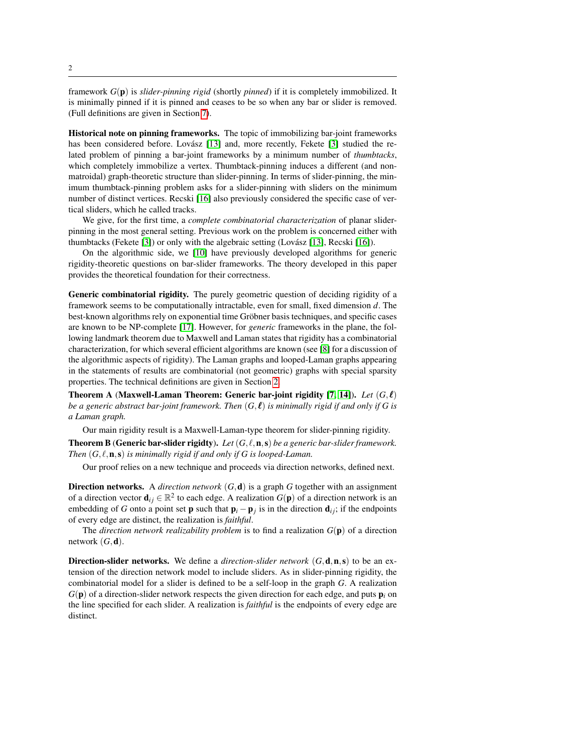framework $G(\mathbf{p})$ is *slider-pinning rigid* (shortly *pinned*) if it is completely immobilized. It is minimally pinned if it is pinned and ceases to be so when any bar or slider is removed. (Full definitions are given in Section 7).

**Historical note on pinning frameworks.** The topic of immobilizing bar-joint frameworks has been considered before. Lovász [13] and, more recently, Fekete [3] studied the related problem of pinning a bar-joint frameworks by a minimum number of *thumbtacks*, which completely immobilize a vertex. Thumbtack-pinning induces a different (and non-matroidal) graph-theoretic structure than slider-pinning. In terms of slider-pinning, the minimum thumbtack-pinning problem asks for a slider-pinning with sliders on the minimum number of distinct vertices. Recski [16] also previously considered the specific case of vertical sliders, which he called tracks.

We give, for the first time, a *complete combinatorial characterization* of planar slider-pinning in the most general setting. Previous work on the problem is concerned either with thumbtacks (Fekete [3]) or only with the algebraic setting (Lovász [13], Recski [16]).

On the algorithmic side, we [10] have previously developed algorithms for generic rigidity-theoretic questions on bar-slider frameworks. The theory developed in this paper provides the theoretical foundation for their correctness.

**Generic combinatorial rigidity.** The purely geometric question of deciding rigidity of a framework seems to be computationally intractable, even for small, fixed dimension $d$. The best-known algorithms rely on exponential time Gröbner basis techniques, and specific cases are known to be NP-complete [17]. However, for *generic* frameworks in the plane, the following landmark theorem due to Maxwell and Laman states that rigidity has a combinatorial characterization, for which several efficient algorithms are known (see [8] for a discussion of the algorithmic aspects of rigidity). The Laman graphs and looped-Laman graphs appearing in the statements of results are combinatorial (not geometric) graphs with special sparsity properties. The technical definitions are given in Section 2.

**Theorem A (Maxwell-Laman Theorem: Generic bar-joint rigidity [7, 14]).** *Let $(G, \boldsymbol{\ell})$ be a generic abstract bar-joint framework. Then $(G, \boldsymbol{\ell})$ is minimally rigid if and only if $G$ is a Laman graph.*

Our main rigidity result is a Maxwell-Laman-type theorem for slider-pinning rigidity.

**Theorem B (Generic bar-slider rigidty).** *Let $(G, \ell, \mathbf{n}, \mathbf{s})$ be a generic bar-slider framework. Then $(G, \ell, \mathbf{n}, \mathbf{s})$ is minimally rigid if and only if $G$ is looped-Laman.*

Our proof relies on a new technique and proceeds via direction networks, defined next.

**Direction networks.** A *direction network* $(G, \mathbf{d})$ is a graph $G$ together with an assignment of a direction vector $\mathbf{d}_{ij} \in \mathbb{R}^2$ to each edge. A realization $G(\mathbf{p})$ of a direction network is an embedding of $G$ onto a point set $\mathbf{p}$ such that $\mathbf{p}_i - \mathbf{p}_j$ is in the direction $\mathbf{d}_{ij}$; if the endpoints of every edge are distinct, the realization is *faithful*.

The *direction network realizability problem* is to find a realization $G(\mathbf{p})$ of a direction network $(G, \mathbf{d})$.

**Direction-slider networks.** We define a *direction-slider network* $(G, \mathbf{d}, \mathbf{n}, \mathbf{s})$ to be an extension of the direction network model to include sliders. As in slider-pinning rigidity, the combinatorial model for a slider is defined to be a self-loop in the graph $G$. A realization $G(\mathbf{p})$ of a direction-slider network respects the given direction for each edge, and puts $\mathbf{p}_i$ on the line specified for each slider. A realization is *faithful* is the endpoints of every edge are distinct.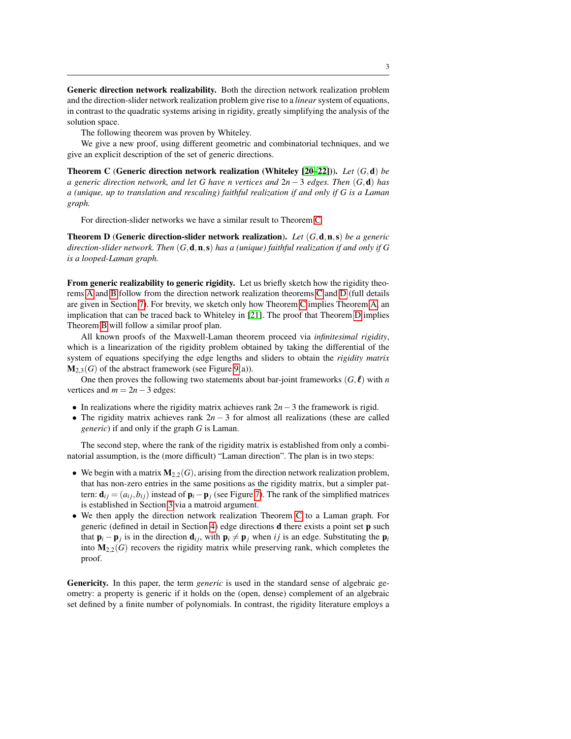**Generic direction network realizability.** Both the direction network realization problem and the direction-slider network realization problem give rise to a *linear* system of equations, in contrast to the quadratic systems arising in rigidity, greatly simplifying the analysis of the solution space.

The following theorem was proven by Whiteley.

We give a new proof, using different geometric and combinatorial techniques, and we give an explicit description of the set of generic directions.

**Theorem C (Generic direction network realization (Whiteley [20–22])).** *Let* $(G, \mathbf{d})$ *be a generic direction network, and let* $G$ *have* $n$ *vertices and* $2n-3$ *edges. Then* $(G, \mathbf{d})$ *has a (unique, up to translation and rescaling) faithful realization if and only if* $G$ *is a Laman graph.*

For direction-slider networks we have a similar result to Theorem C.

**Theorem D (Generic direction-slider network realization).** *Let* $(G, \mathbf{d}, \mathbf{n}, \mathbf{s})$ *be a generic direction-slider network. Then* $(G, \mathbf{d}, \mathbf{n}, \mathbf{s})$ *has a (unique) faithful realization if and only if* $G$ *is a looped-Laman graph.*

**From generic realizability to generic rigidity.** Let us briefly sketch how the rigidity theorems A and B follow from the direction network realization theorems C and D (full details are given in Section 7). For brevity, we sketch only how Theorem C implies Theorem A, an implication that can be traced back to Whiteley in [21]. The proof that Theorem D implies Theorem B will follow a similar proof plan.

All known proofs of the Maxwell-Laman theorem proceed via *infinitesimal rigidity*, which is a linearization of the rigidity problem obtained by taking the differential of the system of equations specifying the edge lengths and sliders to obtain the *rigidity matrix* $\mathbf{M}_{2,3}(G)$ of the abstract framework (see Figure 9(a)).

One then proves the following two statements about bar-joint frameworks $(G, \boldsymbol{\ell})$ with $n$ vertices and $m = 2n-3$ edges:

- In realizations where the rigidity matrix achieves rank $2n-3$ the framework is rigid.
- The rigidity matrix achieves rank $2n-3$ for almost all realizations (these are called *generic*) if and only if the graph $G$ is Laman.

The second step, where the rank of the rigidity matrix is established from only a combinatorial assumption, is the (more difficult) “Laman direction”. The plan is in two steps:

- We begin with a matrix $\mathbf{M}_{2,2}(G)$, arising from the direction network realization problem, that has non-zero entries in the same positions as the rigidity matrix, but a simpler pattern: $\mathbf{d}_{ij} = (a_{ij}, b_{ij})$ instead of $\mathbf{p}_i - \mathbf{p}_j$ (see Figure 7). The rank of the simplified matrices is established in Section 3 via a matroid argument.
- We then apply the direction network realization Theorem C to a Laman graph. For generic (defined in detail in Section 4) edge directions $\mathbf{d}$ there exists a point set $\mathbf{p}$ such that $\mathbf{p}_i - \mathbf{p}_j$ is in the direction $\mathbf{d}_{ij}$, with $\mathbf{p}_i \neq \mathbf{p}_j$ when $ij$ is an edge. Substituting the $\mathbf{p}_i$ into $\mathbf{M}_{2,2}(G)$ recovers the rigidity matrix while preserving rank, which completes the proof.

**Genericity.** In this paper, the term *generic* is used in the standard sense of algebraic geometry: a property is generic if it holds on the (open, dense) complement of an algebraic set defined by a finite number of polynomials. In contrast, the rigidity literature employs a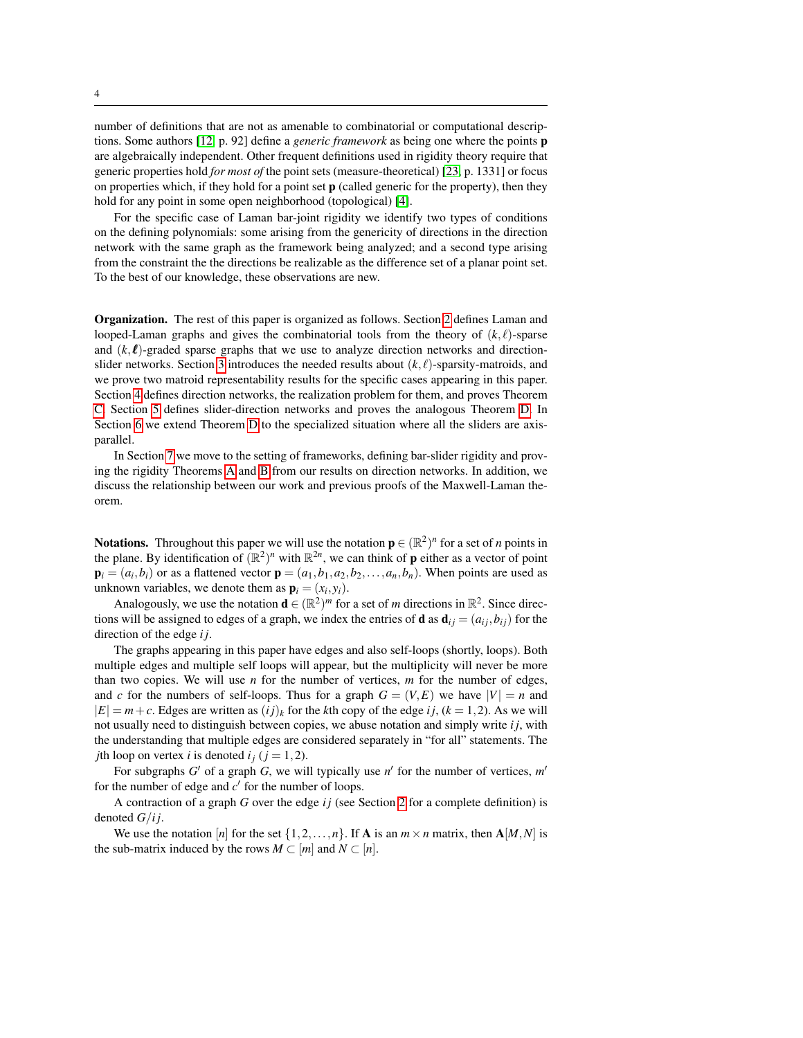number of definitions that are not as amenable to combinatorial or computational descriptions. Some authors [12, p. 92] define a *generic framework* as being one where the points $\mathbf{p}$ are algebraically independent. Other frequent definitions used in rigidity theory require that generic properties hold *for most of* the point sets (measure-theoretical) [23, p. 1331] or focus on properties which, if they hold for a point set $\mathbf{p}$ (called generic for the property), then they hold for any point in some open neighborhood (topological) [4].

For the specific case of Laman bar-joint rigidity we identify two types of conditions on the defining polynomials: some arising from the genericity of directions in the direction network with the same graph as the framework being analyzed; and a second type arising from the constraint the the directions be realizable as the difference set of a planar point set. To the best of our knowledge, these observations are new.

**Organization.** The rest of this paper is organized as follows. Section 2 defines Laman and looped-Laman graphs and gives the combinatorial tools from the theory of $(k,\ell)$-sparse and $(k,\boldsymbol{\ell})$-graded sparse graphs that we use to analyze direction networks and direction-slider networks. Section 3 introduces the needed results about $(k,\ell)$-sparsity-matroids, and we prove two matroid representability results for the specific cases appearing in this paper. Section 4 defines direction networks, the realization problem for them, and proves Theorem C. Section 5 defines slider-direction networks and proves the analogous Theorem D. In Section 6 we extend Theorem D to the specialized situation where all the sliders are axis-parallel.

In Section 7 we move to the setting of frameworks, defining bar-slider rigidity and proving the rigidity Theorems A and B from our results on direction networks. In addition, we discuss the relationship between our work and previous proofs of the Maxwell-Laman theorem.

**Notations.** Throughout this paper we will use the notation $\mathbf{p} \in (\mathbb{R}^2)^n$ for a set of $n$ points in the plane. By identification of $(\mathbb{R}^2)^n$ with $\mathbb{R}^{2n}$, we can think of $\mathbf{p}$ either as a vector of point $\mathbf{p}_i = (a_i, b_i)$ or as a flattened vector $\mathbf{p} = (a_1, b_1, a_2, b_2, \ldots, a_n, b_n)$. When points are used as unknown variables, we denote them as $\mathbf{p}_i = (x_i, y_i)$.

Analogously, we use the notation $\mathbf{d} \in (\mathbb{R}^2)^m$ for a set of $m$ directions in $\mathbb{R}^2$. Since directions will be assigned to edges of a graph, we index the entries of $\mathbf{d}$ as $\mathbf{d}_{ij} = (a_{ij}, b_{ij})$ for the direction of the edge $ij$.

The graphs appearing in this paper have edges and also self-loops (shortly, loops). Both multiple edges and multiple self loops will appear, but the multiplicity will never be more than two copies. We will use $n$ for the number of vertices, $m$ for the number of edges, and $c$ for the numbers of self-loops. Thus for a graph $G = (V, E)$ we have $|V| = n$ and $|E| = m + c$. Edges are written as $(ij)_k$ for the $k$th copy of the edge $ij$, $(k = 1, 2)$. As we will not usually need to distinguish between copies, we abuse notation and simply write $ij$, with the understanding that multiple edges are considered separately in "for all" statements. The $j$th loop on vertex $i$ is denoted $i_j$ $(j = 1, 2)$.

For subgraphs $G'$ of a graph $G$, we will typically use $n'$ for the number of vertices, $m'$ for the number of edge and $c'$ for the number of loops.

A contraction of a graph $G$ over the edge $ij$ (see Section 2 for a complete definition) is denoted $G/ij$.

We use the notation $[n]$ for the set $\{1, 2, \ldots, n\}$. If $\mathbf{A}$ is an $m \times n$ matrix, then $\mathbf{A}[M, N]$ is the sub-matrix induced by the rows $M \subset [m]$ and $N \subset [n]$.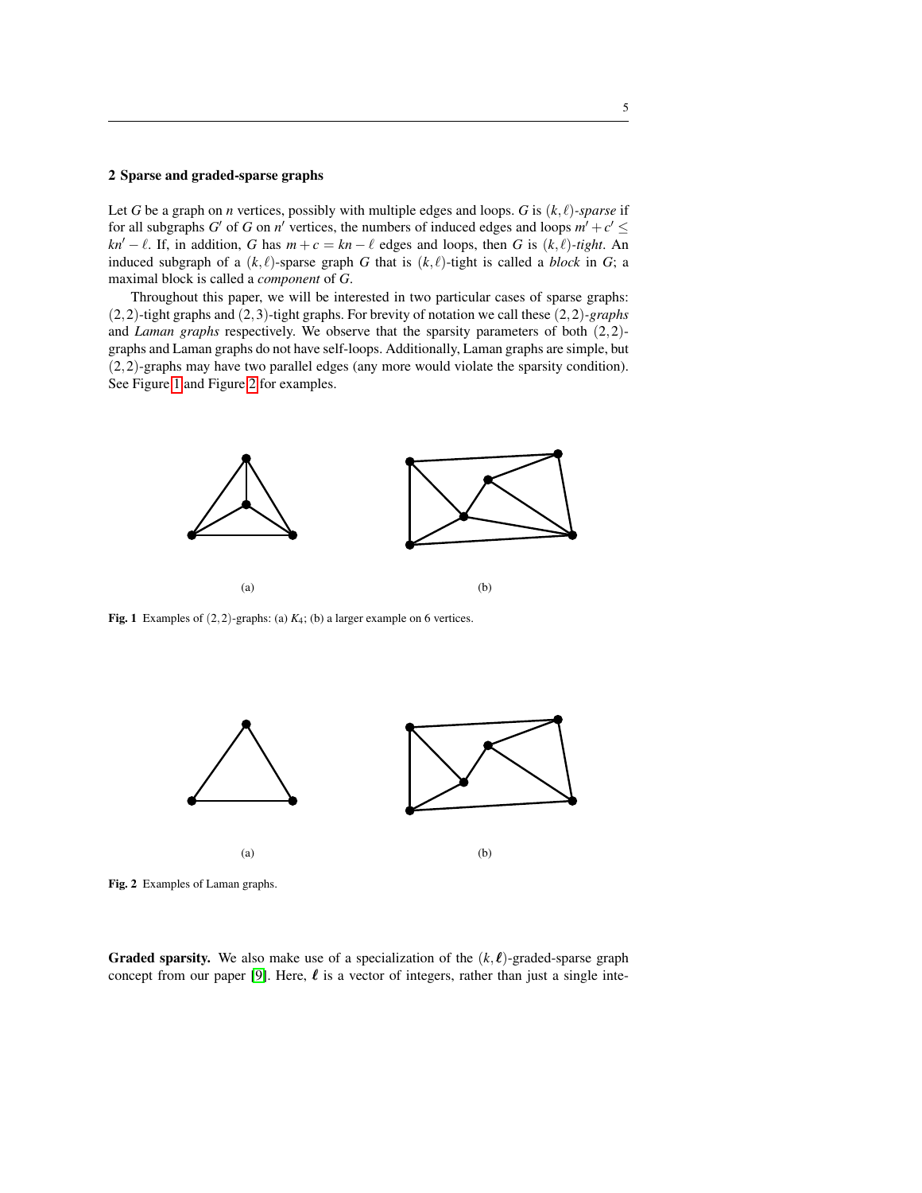## 2 Sparse and graded-sparse graphs

Let $G$ be a graph on $n$ vertices, possibly with multiple edges and loops. $G$ is $(k,\ell)$-*sparse* if for all subgraphs $G'$ of $G$ on $n'$ vertices, the numbers of induced edges and loops $m' + c' \leq kn' - \ell$. If, in addition, $G$ has $m + c = kn - \ell$ edges and loops, then $G$ is $(k,\ell)$-*tight*. An induced subgraph of a $(k,\ell)$-sparse graph $G$ that is $(k,\ell)$-tight is called a *block* in $G$; a maximal block is called a *component* of $G$.

Throughout this paper, we will be interested in two particular cases of sparse graphs: $(2,2)$-tight graphs and $(2,3)$-tight graphs. For brevity of notation we call these $(2,2)$-*graphs* and *Laman graphs* respectively. We observe that the sparsity parameters of both $(2,2)$-graphs and Laman graphs do not have self-loops. Additionally, Laman graphs are simple, but $(2,2)$-graphs may have two parallel edges (any more would violate the sparsity condition). See Figure 1 and Figure 2 for examples.

(a) (b)

**Fig. 1** Examples of $(2,2)$-graphs: (a) $K_4$; (b) a larger example on 6 vertices.

(a) (b)

**Fig. 2** Examples of Laman graphs.

**Graded sparsity.** We also make use of a specialization of the $(k,\boldsymbol{\ell})$-graded-sparse graph concept from our paper [9]. Here, $\boldsymbol{\ell}$ is a vector of integers, rather than just a single inte-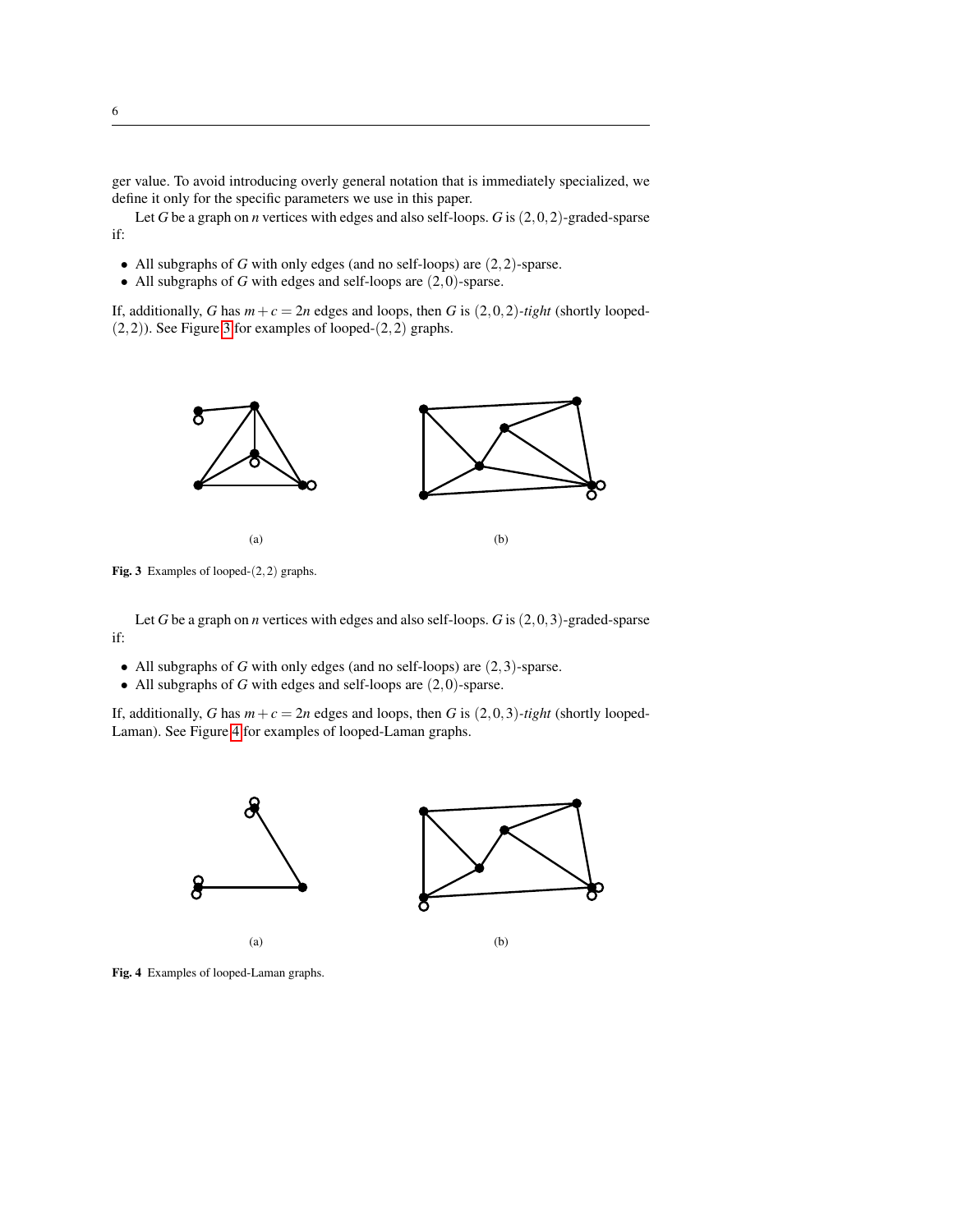ger value. To avoid introducing overly general notation that is immediately specialized, we define it only for the specific parameters we use in this paper.

Let $G$ be a graph on $n$ vertices with edges and also self-loops. $G$ is $(2,0,2)$-graded-sparse if:

- All subgraphs of $G$ with only edges (and no self-loops) are $(2,2)$-sparse.
- All subgraphs of $G$ with edges and self-loops are $(2,0)$-sparse.

If, additionally, $G$ has $m+c=2n$ edges and loops, then $G$ is $(2,0,2)$-*tight* (shortly looped-$(2,2)$). See Figure 3 for examples of looped-$(2,2)$ graphs.

(a)

(b)

**Fig. 3** Examples of looped-$(2,2)$ graphs.

Let $G$ be a graph on $n$ vertices with edges and also self-loops. $G$ is $(2,0,3)$-graded-sparse if:

- All subgraphs of $G$ with only edges (and no self-loops) are $(2,3)$-sparse.
- All subgraphs of $G$ with edges and self-loops are $(2,0)$-sparse.

If, additionally, $G$ has $m+c=2n$ edges and loops, then $G$ is $(2,0,3)$-*tight* (shortly looped-Laman). See Figure 4 for examples of looped-Laman graphs.

(a)

(b)

**Fig. 4** Examples of looped-Laman graphs.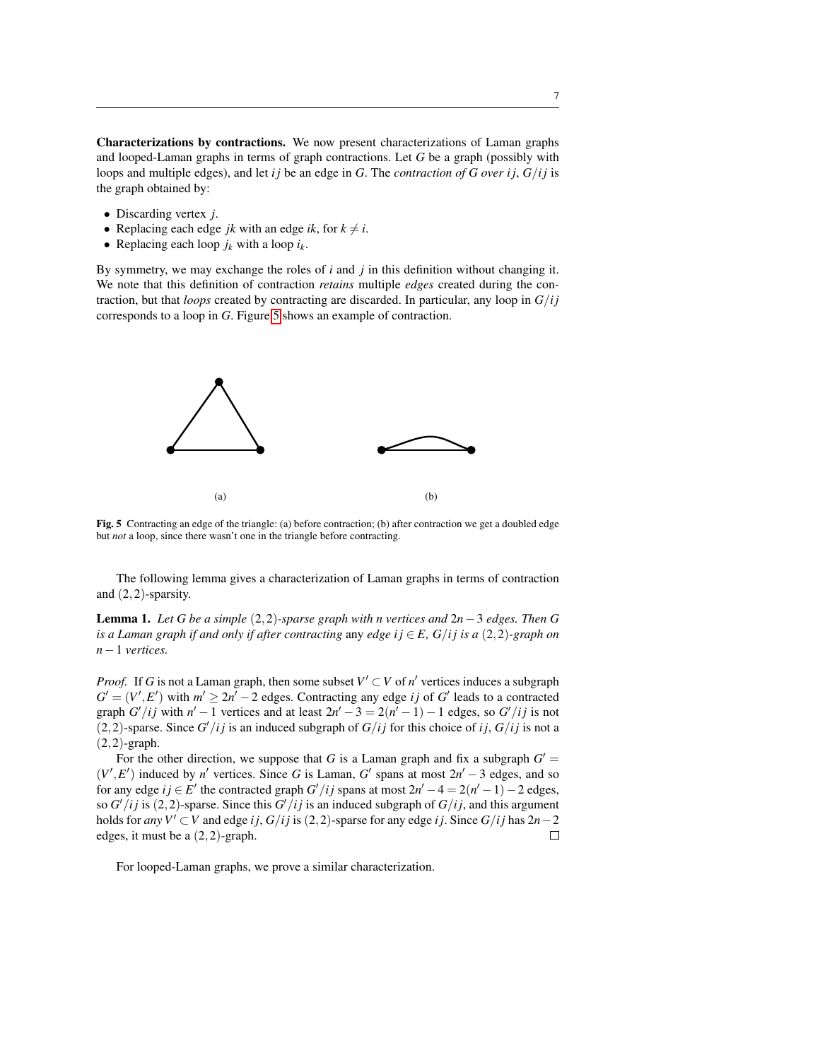**Characterizations by contractions.** We now present characterizations of Laman graphs and looped-Laman graphs in terms of graph contractions. Let $G$ be a graph (possibly with loops and multiple edges), and let $ij$ be an edge in $G$. The *contraction of $G$ over $ij$*, $G/ij$ is the graph obtained by:

- Discarding vertex $j$.
- Replacing each edge $jk$ with an edge $ik$, for $k \neq i$.
- Replacing each loop $j_k$ with a loop $i_k$.

By symmetry, we may exchange the roles of $i$ and $j$ in this definition without changing it. We note that this definition of contraction *retains* multiple *edges* created during the contraction, but that *loops* created by contracting are discarded. In particular, any loop in $G/ij$ corresponds to a loop in $G$. Figure 5 shows an example of contraction.

(a) (b)

**Fig. 5** Contracting an edge of the triangle: (a) before contraction; (b) after contraction we get a doubled edge but *not* a loop, since there wasn't one in the triangle before contracting.

The following lemma gives a characterization of Laman graphs in terms of contraction and $(2,2)$-sparsity.

**Lemma 1.** *Let $G$ be a simple $(2,2)$-sparse graph with $n$ vertices and $2n-3$ edges. Then $G$ is a Laman graph if and only if after contracting any edge $ij \in E$, $G/ij$ is a $(2,2)$-graph on $n-1$ vertices.*

*Proof.* If $G$ is not a Laman graph, then some subset $V' \subset V$ of $n'$ vertices induces a subgraph $G' = (V', E')$ with $m' \geq 2n' - 2$ edges. Contracting any edge $ij$ of $G'$ leads to a contracted graph $G'/ij$ with $n'-1$ vertices and at least $2n'-3 = 2(n'-1)-1$ edges, so $G'/ij$ is not $(2,2)$-sparse. Since $G'/ij$ is an induced subgraph of $G/ij$ for this choice of $ij$, $G/ij$ is not a $(2,2)$-graph.

For the other direction, we suppose that $G$ is a Laman graph and fix a subgraph $G' = (V', E')$ induced by $n'$ vertices. Since $G$ is Laman, $G'$ spans at most $2n'-3$ edges, and so for any edge $ij \in E'$ the contracted graph $G'/ij$ spans at most $2n'-4 = 2(n'-1)-2$ edges, so $G'/ij$ is $(2,2)$-sparse. Since this $G'/ij$ is an induced subgraph of $G/ij$, and this argument holds for *any* $V' \subset V$ and edge $ij$, $G/ij$ is $(2,2)$-sparse for any edge $ij$. Since $G/ij$ has $2n-2$ edges, it must be a $(2,2)$-graph. $\square$

For looped-Laman graphs, we prove a similar characterization.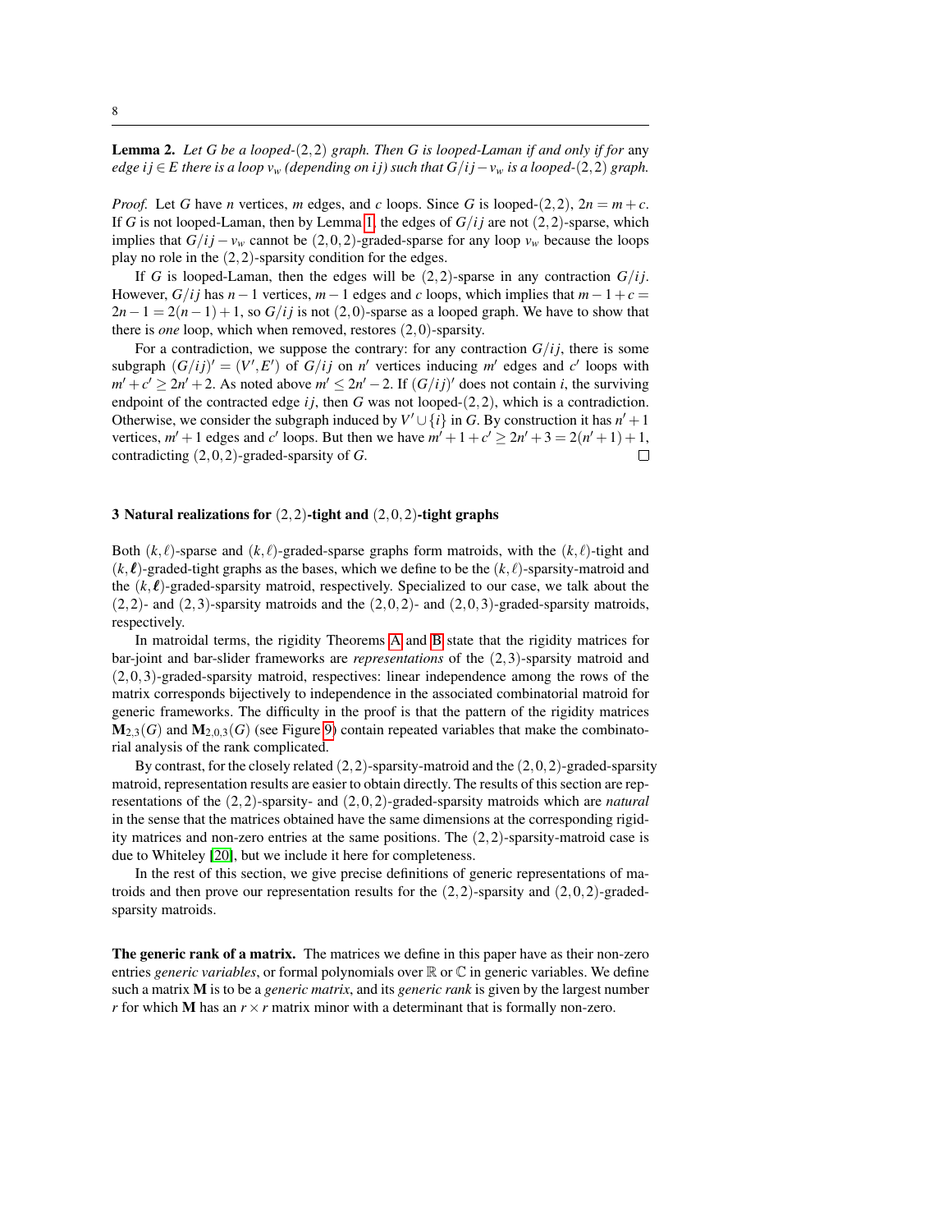**Lemma 2.** *Let $G$ be a looped-$(2,2)$ graph. Then $G$ is looped-Laman if and only if for* any *edge $ij \in E$ there is a loop $v_w$ (depending on $ij$) such that $G/ij - v_w$ is a looped-$(2,2)$ graph.*

*Proof.* Let $G$ have $n$ vertices, $m$ edges, and $c$ loops. Since $G$ is looped-$(2,2)$, $2n = m + c$. If $G$ is not looped-Laman, then by Lemma 1, the edges of $G/ij$ are not $(2,2)$-sparse, which implies that $G/ij - v_w$ cannot be $(2,0,2)$-graded-sparse for any loop $v_w$ because the loops play no role in the $(2,2)$-sparsity condition for the edges.

If $G$ is looped-Laman, then the edges will be $(2,2)$-sparse in any contraction $G/ij$. However, $G/ij$ has $n-1$ vertices, $m-1$ edges and $c$ loops, which implies that $m-1+c = 2n-1 = 2(n-1)+1$, so $G/ij$ is not $(2,0)$-sparse as a looped graph. We have to show that there is *one* loop, which when removed, restores $(2,0)$-sparsity.

For a contradiction, we suppose the contrary: for any contraction $G/ij$, there is some subgraph $(G/ij)' = (V', E')$ of $G/ij$ on $n'$ vertices inducing $m'$ edges and $c'$ loops with $m' + c' \geq 2n' + 2$. As noted above $m' \leq 2n' - 2$. If $(G/ij)'$ does not contain $i$, the surviving endpoint of the contracted edge $ij$, then $G$ was not looped-$(2,2)$, which is a contradiction. Otherwise, we consider the subgraph induced by $V' \cup \{i\}$ in $G$. By construction it has $n'+1$ vertices, $m'+1$ edges and $c'$ loops. But then we have $m'+1+c' \geq 2n'+3 = 2(n'+1)+1$, contradicting $(2,0,2)$-graded-sparsity of $G$. □

## 3 Natural realizations for $(2,2)$-tight and $(2,0,2)$-tight graphs

Both $(k,\ell)$-sparse and $(k,\ell)$-graded-sparse graphs form matroids, with the $(k,\ell)$-tight and $(k,\boldsymbol{\ell})$-graded-tight graphs as the bases, which we define to be the $(k,\ell)$-sparsity-matroid and the $(k,\boldsymbol{\ell})$-graded-sparsity matroid, respectively. Specialized to our case, we talk about the $(2,2)$- and $(2,3)$-sparsity matroids and the $(2,0,2)$- and $(2,0,3)$-graded-sparsity matroids, respectively.

In matroidal terms, the rigidity Theorems A and B state that the rigidity matrices for bar-joint and bar-slider frameworks are *representations* of the $(2,3)$-sparsity matroid and $(2,0,3)$-graded-sparsity matroid, respectives: linear independence among the rows of the matrix corresponds bijectively to independence in the associated combinatorial matroid for generic frameworks. The difficulty in the proof is that the pattern of the rigidity matrices $\mathbf{M}_{2,3}(G)$ and $\mathbf{M}_{2,0,3}(G)$ (see Figure 9) contain repeated variables that make the combinatorial analysis of the rank complicated.

By contrast, for the closely related $(2,2)$-sparsity-matroid and the $(2,0,2)$-graded-sparsity matroid, representation results are easier to obtain directly. The results of this section are representations of the $(2,2)$-sparsity- and $(2,0,2)$-graded-sparsity matroids which are *natural* in the sense that the matrices obtained have the same dimensions at the corresponding rigidity matrices and non-zero entries at the same positions. The $(2,2)$-sparsity-matroid case is due to Whiteley [20], but we include it here for completeness.

In the rest of this section, we give precise definitions of generic representations of matroids and then prove our representation results for the $(2,2)$-sparsity and $(2,0,2)$-graded-sparsity matroids.

**The generic rank of a matrix.** The matrices we define in this paper have as their non-zero entries *generic variables*, or formal polynomials over $\mathbb{R}$ or $\mathbb{C}$ in generic variables. We define such a matrix $\mathbf{M}$ is to be a *generic matrix*, and its *generic rank* is given by the largest number $r$ for which $\mathbf{M}$ has an $r \times r$ matrix minor with a determinant that is formally non-zero.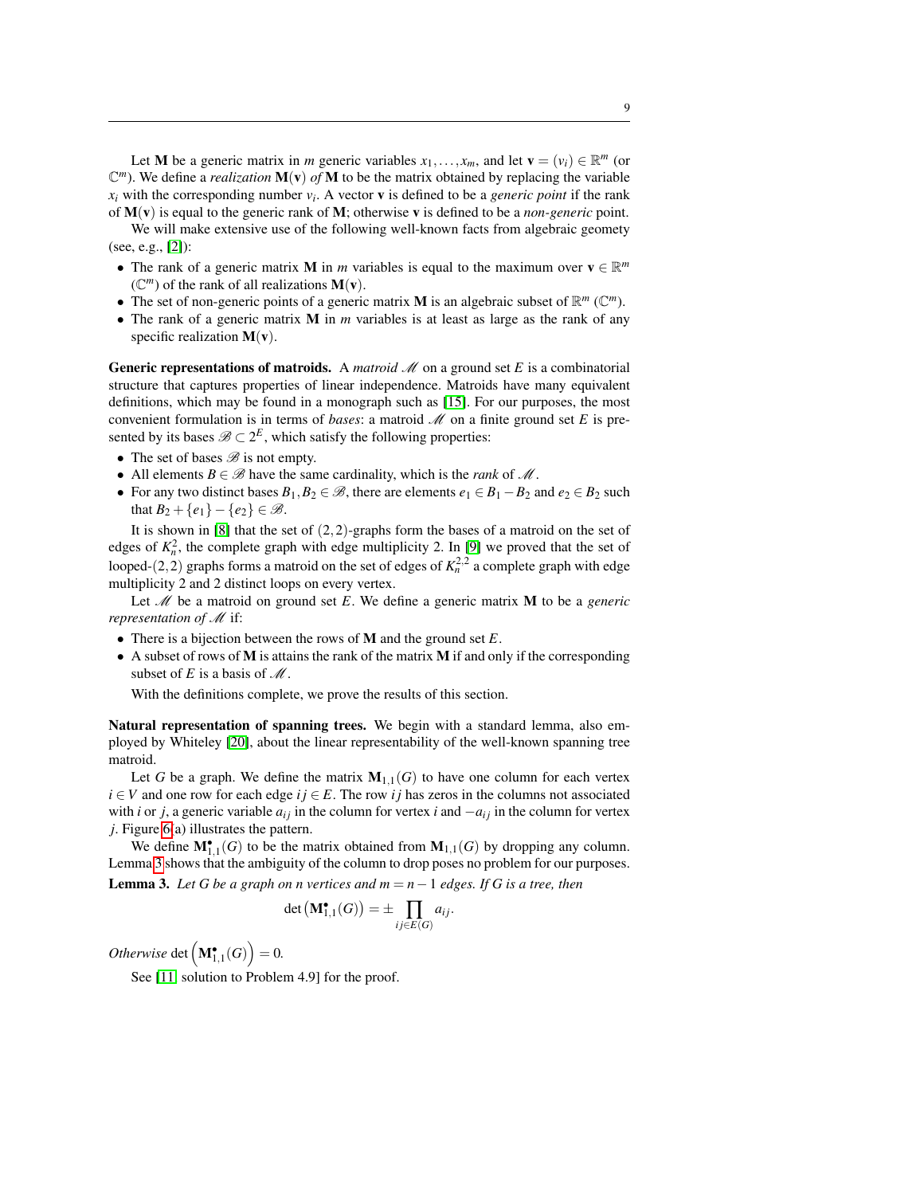Let $\mathbf{M}$ be a generic matrix in $m$ generic variables $x_1,\ldots,x_m$, and let $\mathbf{v} = (v_i) \in \mathbb{R}^m$ (or $\mathbb{C}^m$). We define a *realization* $\mathbf{M}(\mathbf{v})$ *of* $\mathbf{M}$ to be the matrix obtained by replacing the variable $x_i$ with the corresponding number $v_i$. A vector $\mathbf{v}$ is defined to be a *generic point* if the rank of $\mathbf{M}(\mathbf{v})$ is equal to the generic rank of $\mathbf{M}$; otherwise $\mathbf{v}$ is defined to be a *non-generic* point.

We will make extensive use of the following well-known facts from algebraic geometry (see, e.g., [2]):

- The rank of a generic matrix $\mathbf{M}$ in $m$ variables is equal to the maximum over $\mathbf{v} \in \mathbb{R}^m$ ($\mathbb{C}^m$) of the rank of all realizations $\mathbf{M}(\mathbf{v})$.
- The set of non-generic points of a generic matrix $\mathbf{M}$ is an algebraic subset of $\mathbb{R}^m$ ($\mathbb{C}^m$).
- The rank of a generic matrix $\mathbf{M}$ in $m$ variables is at least as large as the rank of any specific realization $\mathbf{M}(\mathbf{v})$.

**Generic representations of matroids.** A *matroid* $\mathscr{M}$ on a ground set $E$ is a combinatorial structure that captures properties of linear independence. Matroids have many equivalent definitions, which may be found in a monograph such as [15]. For our purposes, the most convenient formulation is in terms of *bases*: a matroid $\mathscr{M}$ on a finite ground set $E$ is presented by its bases $\mathscr{B} \subset 2^E$, which satisfy the following properties:

- The set of bases $\mathscr{B}$ is not empty.
- All elements $B \in \mathscr{B}$ have the same cardinality, which is the *rank* of $\mathscr{M}$.
- For any two distinct bases $B_1, B_2 \in \mathscr{B}$, there are elements $e_1 \in B_1 - B_2$ and $e_2 \in B_2$ such that $B_2 + \{e_1\} - \{e_2\} \in \mathscr{B}$.

It is shown in [8] that the set of $(2,2)$-graphs form the bases of a matroid on the set of edges of $K_n^2$, the complete graph with edge multiplicity 2. In [9] we proved that the set of looped-$(2,2)$ graphs forms a matroid on the set of edges of $K_n^{2,2}$ a complete graph with edge multiplicity 2 and 2 distinct loops on every vertex.

Let $\mathscr{M}$ be a matroid on ground set $E$. We define a generic matrix $\mathbf{M}$ to be a *generic representation of* $\mathscr{M}$ if:

- There is a bijection between the rows of $\mathbf{M}$ and the ground set $E$.
- A subset of rows of $\mathbf{M}$ is attains the rank of the matrix $\mathbf{M}$ if and only if the corresponding subset of $E$ is a basis of $\mathscr{M}$.

With the definitions complete, we prove the results of this section.

**Natural representation of spanning trees.** We begin with a standard lemma, also employed by Whiteley [20], about the linear representability of the well-known spanning tree matroid.

Let $G$ be a graph. We define the matrix $\mathbf{M}_{1,1}(G)$ to have one column for each vertex $i \in V$ and one row for each edge $ij \in E$. The row $ij$ has zeros in the columns not associated with $i$ or $j$, a generic variable $a_{ij}$ in the column for vertex $i$ and $-a_{ij}$ in the column for vertex $j$. Figure 6(a) illustrates the pattern.

We define $\mathbf{M}^{\bullet}_{1,1}(G)$ to be the matrix obtained from $\mathbf{M}_{1,1}(G)$ by dropping any column. Lemma 3 shows that the ambiguity of the column to drop poses no problem for our purposes.

**Lemma 3.** *Let $G$ be a graph on $n$ vertices and $m = n-1$ edges. If $G$ is a tree, then*

$$\det\left(\mathbf{M}^{\bullet}_{1,1}(G)\right) = \pm \prod_{ij \in E(G)} a_{ij}.$$

*Otherwise* $\det\left(\mathbf{M}^{\bullet}_{1,1}(G)\right) = 0$.

See [11, solution to Problem 4.9] for the proof.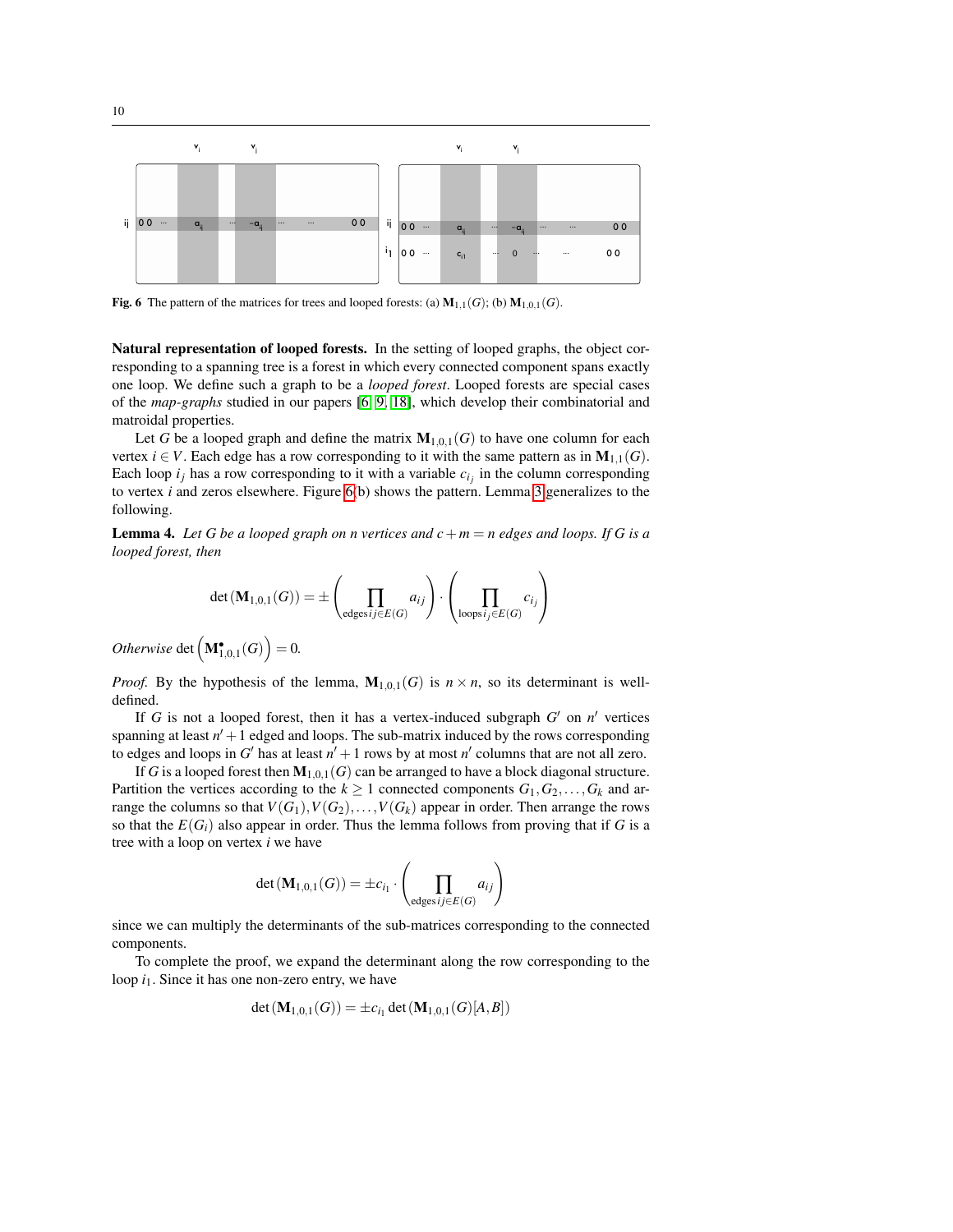Fig. 6 The pattern of the matrices for trees and looped forests: (a) $\mathbf{M}_{1,1}(G)$; (b) $\mathbf{M}_{1,0,1}(G)$.

**Natural representation of looped forests.** In the setting of looped graphs, the object corresponding to a spanning tree is a forest in which every connected component spans exactly one loop. We define such a graph to be a *looped forest*. Looped forests are special cases of the *map-graphs* studied in our papers [6, 9, 18], which develop their combinatorial and matroidal properties.

Let $G$ be a looped graph and define the matrix $\mathbf{M}_{1,0,1}(G)$ to have one column for each vertex $i \in V$. Each edge has a row corresponding to it with the same pattern as in $\mathbf{M}_{1,1}(G)$. Each loop $i_j$ has a row corresponding to it with a variable $c_{i_j}$ in the column corresponding to vertex $i$ and zeros elsewhere. Figure 6(b) shows the pattern. Lemma 3 generalizes to the following.

**Lemma 4.** *Let $G$ be a looped graph on $n$ vertices and $c + m = n$ edges and loops. If $G$ is a looped forest, then*

$$\det\left(\mathbf{M}_{1,0,1}(G)\right) = \pm \left(\prod_{\text{edges}\, ij \in E(G)} a_{ij}\right) \cdot \left(\prod_{\text{loops}\, i_j \in E(G)} c_{i_j}\right)$$

*Otherwise* $\det\left(\mathbf{M}^{\bullet}_{1,0,1}(G)\right) = 0$.

*Proof.* By the hypothesis of the lemma, $\mathbf{M}_{1,0,1}(G)$ is $n \times n$, so its determinant is well-defined.

If $G$ is not a looped forest, then it has a vertex-induced subgraph $G'$ on $n'$ vertices spanning at least $n' + 1$ edged and loops. The sub-matrix induced by the rows corresponding to edges and loops in $G'$ has at least $n' + 1$ rows by at most $n'$ columns that are not all zero.

If $G$ is a looped forest then $\mathbf{M}_{1,0,1}(G)$ can be arranged to have a block diagonal structure. Partition the vertices according to the $k \geq 1$ connected components $G_1, G_2, \ldots, G_k$ and arrange the columns so that $V(G_1), V(G_2), \ldots, V(G_k)$ appear in order. Then arrange the rows so that the $E(G_i)$ also appear in order. Thus the lemma follows from proving that if $G$ is a tree with a loop on vertex $i$ we have

$$\det\left(\mathbf{M}_{1,0,1}(G)\right) = \pm c_{i_1} \cdot \left(\prod_{\text{edges}\, ij \in E(G)} a_{ij}\right)$$

since we can multiply the determinants of the sub-matrices corresponding to the connected components.

To complete the proof, we expand the determinant along the row corresponding to the loop $i_1$. Since it has one non-zero entry, we have

$$\det\left(\mathbf{M}_{1,0,1}(G)\right) = \pm c_{i_1} \det\left(\mathbf{M}_{1,0,1}(G)[A,B]\right)$$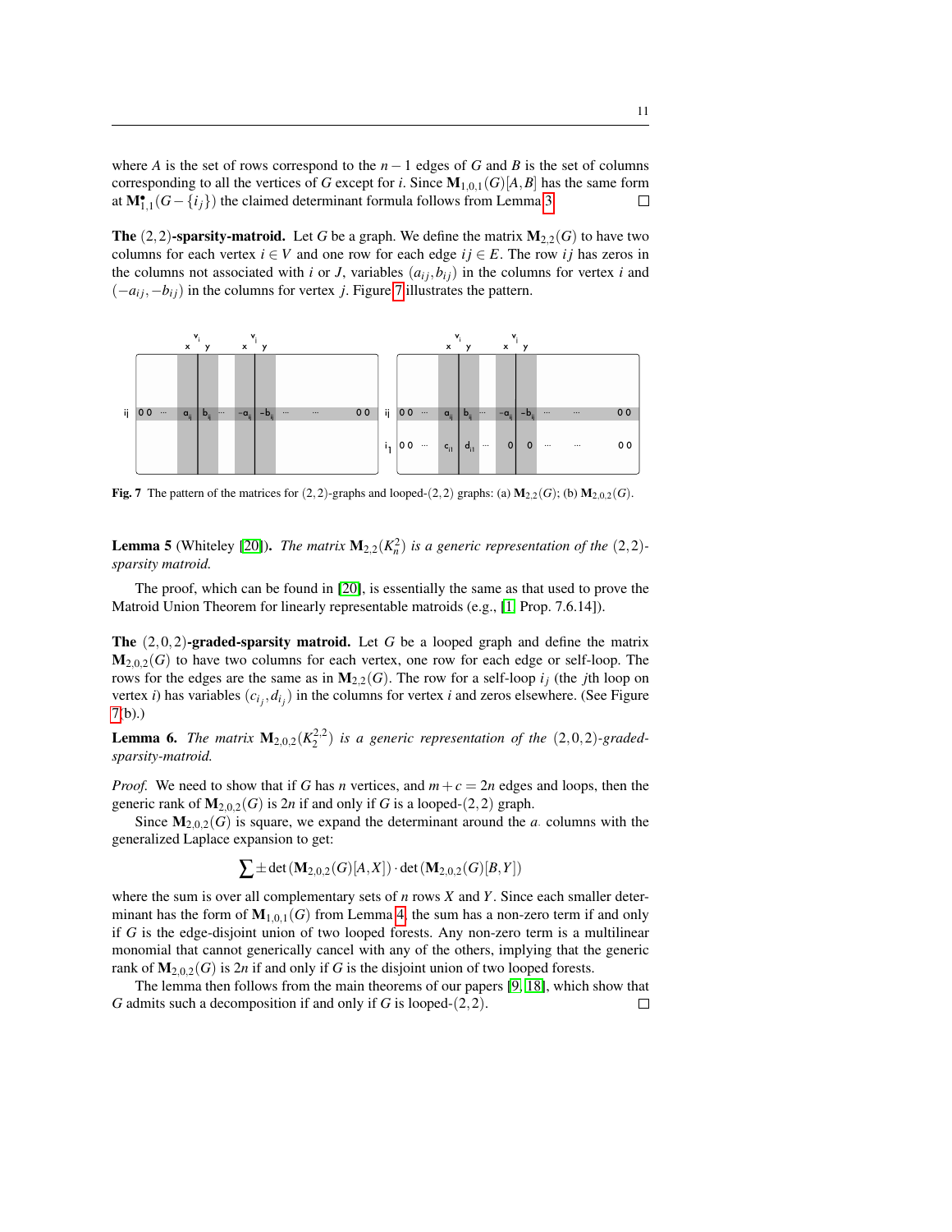where $A$ is the set of rows correspond to the $n-1$ edges of $G$ and $B$ is the set of columns corresponding to all the vertices of $G$ except for $i$. Since $\mathbf{M}_{1,0,1}(G)[A,B]$ has the same form at $\mathbf{M}^{\bullet}_{1,1}(G - \{i_j\})$ the claimed determinant formula follows from Lemma 3. $\square$

**The $(2,2)$-sparsity-matroid.** Let $G$ be a graph. We define the matrix $\mathbf{M}_{2,2}(G)$ to have two columns for each vertex $i \in V$ and one row for each edge $ij \in E$. The row $ij$ has zeros in the columns not associated with $i$ or $J$, variables $(a_{ij}, b_{ij})$ in the columns for vertex $i$ and $(-a_{ij}, -b_{ij})$ in the columns for vertex $j$. Figure 7 illustrates the pattern.

Fig. 7 The pattern of the matrices for $(2,2)$-graphs and looped-$(2,2)$ graphs: (a) $\mathbf{M}_{2,2}(G)$; (b) $\mathbf{M}_{2,0,2}(G)$.

**Lemma 5** (Whiteley [20]). *The matrix $\mathbf{M}_{2,2}(K_n^2)$ is a generic representation of the $(2,2)$-sparsity matroid.*

The proof, which can be found in [20], is essentially the same as that used to prove the Matroid Union Theorem for linearly representable matroids (e.g., [1, Prop. 7.6.14]).

**The $(2,0,2)$-graded-sparsity matroid.** Let $G$ be a looped graph and define the matrix $\mathbf{M}_{2,0,2}(G)$ to have two columns for each vertex, one row for each edge or self-loop. The rows for the edges are the same as in $\mathbf{M}_{2,2}(G)$. The row for a self-loop $i_j$ (the $j$th loop on vertex $i$) has variables $(c_{i_j}, d_{i_j})$ in the columns for vertex $i$ and zeros elsewhere. (See Figure 7(b).)

**Lemma 6.** *The matrix $\mathbf{M}_{2,0,2}(K_2^{2,2})$ is a generic representation of the $(2,0,2)$-graded-sparsity-matroid.*

*Proof.* We need to show that if $G$ has $n$ vertices, and $m+c = 2n$ edges and loops, then the generic rank of $\mathbf{M}_{2,0,2}(G)$ is $2n$ if and only if $G$ is a looped-$(2,2)$ graph.

Since $\mathbf{M}_{2,0,2}(G)$ is square, we expand the determinant around the $a_{\cdot}$ columns with the generalized Laplace expansion to get:

$$\sum \pm \det\left(\mathbf{M}_{2,0,2}(G)[A,X]\right) \cdot \det\left(\mathbf{M}_{2,0,2}(G)[B,Y]\right)$$

where the sum is over all complementary sets of $n$ rows $X$ and $Y$. Since each smaller determinant has the form of $\mathbf{M}_{1,0,1}(G)$ from Lemma 4, the sum has a non-zero term if and only if $G$ is the edge-disjoint union of two looped forests. Any non-zero term is a multilinear monomial that cannot generically cancel with any of the others, implying that the generic rank of $\mathbf{M}_{2,0,2}(G)$ is $2n$ if and only if $G$ is the disjoint union of two looped forests.

The lemma then follows from the main theorems of our papers [9, 18], which show that $G$ admits such a decomposition if and only if $G$ is looped-$(2,2)$. $\square$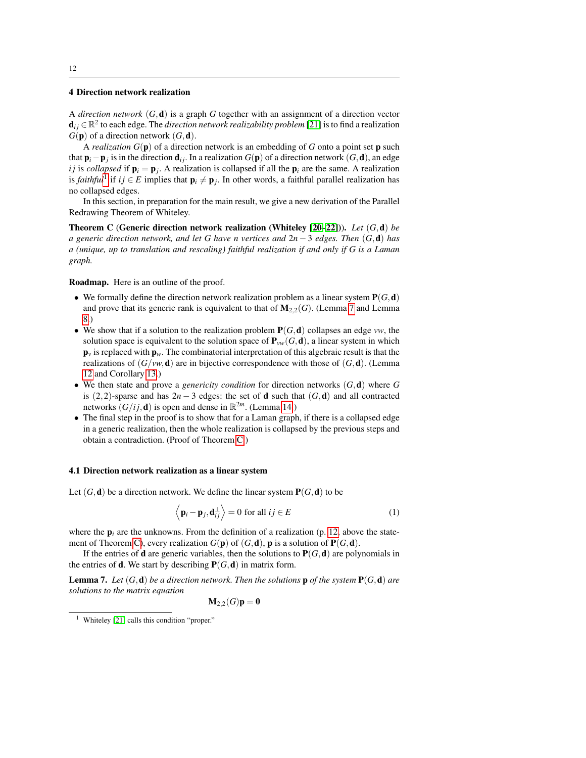## 4 Direction network realization

A *direction network* $(G, \mathbf{d})$ is a graph $G$ together with an assignment of a direction vector $\mathbf{d}_{ij} \in \mathbb{R}^2$ to each edge. The *direction network realizability problem* [21] is to find a realization $G(\mathbf{p})$ of a direction network $(G, \mathbf{d})$.

A *realization* $G(\mathbf{p})$ of a direction network is an embedding of $G$ onto a point set $\mathbf{p}$ such that $\mathbf{p}_i - \mathbf{p}_j$ is in the direction $\mathbf{d}_{ij}$. In a realization $G(\mathbf{p})$ of a direction network $(G, \mathbf{d})$, an edge $ij$ is *collapsed* if $\mathbf{p}_i = \mathbf{p}_j$. A realization is collapsed if all the $\mathbf{p}_i$ are the same. A realization is *faithful*[1] if $ij \in E$ implies that $\mathbf{p}_i \neq \mathbf{p}_j$. In other words, a faithful parallel realization has no collapsed edges.

In this section, in preparation for the main result, we give a new derivation of the Parallel Redrawing Theorem of Whiteley.

**Theorem C (Generic direction network realization (Whiteley [20–22])).** *Let $(G, \mathbf{d})$ be a generic direction network, and let $G$ have $n$ vertices and $2n-3$ edges. Then $(G, \mathbf{d})$ has a (unique, up to translation and rescaling) faithful realization if and only if $G$ is a Laman graph.*

**Roadmap.** Here is an outline of the proof.

- We formally define the direction network realization problem as a linear system $\mathbf{P}(G, \mathbf{d})$ and prove that its generic rank is equivalent to that of $\mathbf{M}_{2,2}(G)$. (Lemma 7 and Lemma 8)
- We show that if a solution to the realization problem $\mathbf{P}(G, \mathbf{d})$ collapses an edge $vw$, the solution space is equivalent to the solution space of $\mathbf{P}_{vw}(G, \mathbf{d})$, a linear system in which $\mathbf{p}_v$ is replaced with $\mathbf{p}_w$. The combinatorial interpretation of this algebraic result is that the realizations of $(G/vw, \mathbf{d})$ are in bijective correspondence with those of $(G, \mathbf{d})$. (Lemma 12 and Corollary 13)
- We then state and prove a *genericity condition* for direction networks $(G, \mathbf{d})$ where $G$ is $(2,2)$-sparse and has $2n-3$ edges: the set of $\mathbf{d}$ such that $(G, \mathbf{d})$ and all contracted networks $(G/ij, \mathbf{d})$ is open and dense in $\mathbb{R}^{2m}$. (Lemma 14)
- The final step in the proof is to show that for a Laman graph, if there is a collapsed edge in a generic realization, then the whole realization is collapsed by the previous steps and obtain a contradiction. (Proof of Theorem C)

### 4.1 Direction network realization as a linear system

Let $(G, \mathbf{d})$ be a direction network. We define the linear system $\mathbf{P}(G, \mathbf{d})$ to be

$$\left\langle \mathbf{p}_i - \mathbf{p}_j, \mathbf{d}_{ij}^{\perp} \right\rangle = 0 \text{ for all } ij \in E \tag{1}$$

where the $\mathbf{p}_i$ are the unknowns. From the definition of a realization (p. 12, above the statement of Theorem C), every realization $G(\mathbf{p})$ of $(G, \mathbf{d})$, $\mathbf{p}$ is a solution of $\mathbf{P}(G, \mathbf{d})$.

If the entries of $\mathbf{d}$ are generic variables, then the solutions to $\mathbf{P}(G, \mathbf{d})$ are polynomials in the entries of $\mathbf{d}$. We start by describing $\mathbf{P}(G, \mathbf{d})$ in matrix form.

**Lemma 7.** *Let $(G, \mathbf{d})$ be a direction network. Then the solutions $\mathbf{p}$ of the system $\mathbf{P}(G, \mathbf{d})$ are solutions to the matrix equation*

$$\mathbf{M}_{2,2}(G)\mathbf{p} = \mathbf{0}$$

[1] Whiteley [21] calls this condition "proper."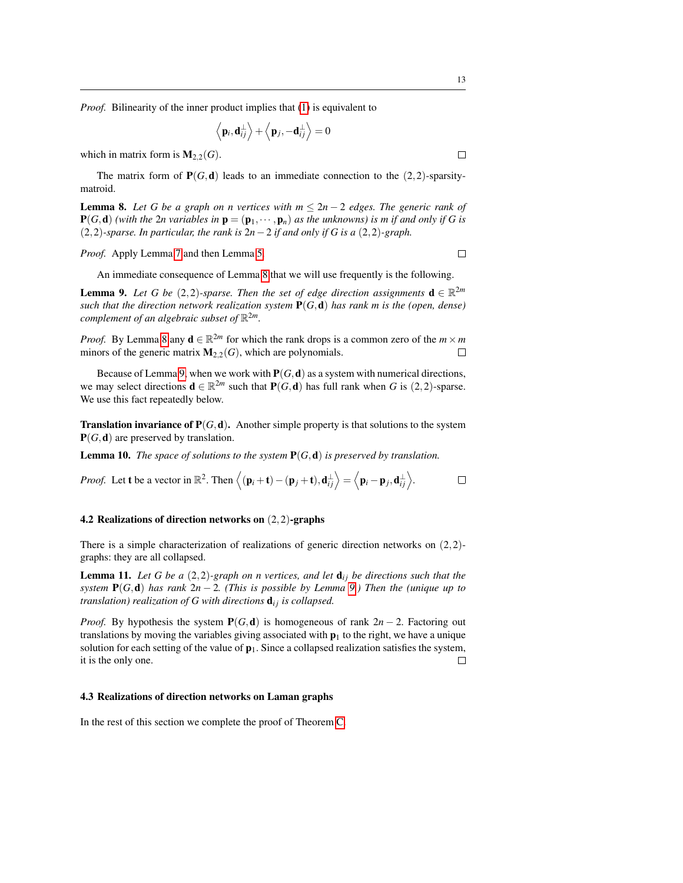*Proof.* Bilinearity of the inner product implies that (1) is equivalent to

$$\left\langle \mathbf{p}_i, \mathbf{d}_{ij}^{\perp} \right\rangle + \left\langle \mathbf{p}_j, -\mathbf{d}_{ij}^{\perp} \right\rangle = 0$$

which in matrix form is $\mathbf{M}_{2,2}(G)$. □

The matrix form of $\mathbf{P}(G,\mathbf{d})$ leads to an immediate connection to the $(2,2)$-sparsity-matroid.

**Lemma 8.** *Let $G$ be a graph on $n$ vertices with $m \leq 2n-2$ edges. The generic rank of $\mathbf{P}(G,\mathbf{d})$ (with the $2n$ variables in $\mathbf{p} = (\mathbf{p}_1, \cdots, \mathbf{p}_n)$ as the unknowns) is $m$ if and only if $G$ is $(2,2)$-sparse. In particular, the rank is $2n-2$ if and only if $G$ is a $(2,2)$-graph.*

*Proof.* Apply Lemma 7 and then Lemma 5. □

An immediate consequence of Lemma 8 that we will use frequently is the following.

**Lemma 9.** *Let $G$ be $(2,2)$-sparse. Then the set of edge direction assignments $\mathbf{d} \in \mathbb{R}^{2m}$ such that the direction network realization system $\mathbf{P}(G,\mathbf{d})$ has rank $m$ is the (open, dense) complement of an algebraic subset of $\mathbb{R}^{2m}$.*

*Proof.* By Lemma 8 any $\mathbf{d} \in \mathbb{R}^{2m}$ for which the rank drops is a common zero of the $m \times m$ minors of the generic matrix $\mathbf{M}_{2,2}(G)$, which are polynomials. □

Because of Lemma 9, when we work with $\mathbf{P}(G,\mathbf{d})$ as a system with numerical directions, we may select directions $\mathbf{d} \in \mathbb{R}^{2m}$ such that $\mathbf{P}(G,\mathbf{d})$ has full rank when $G$ is $(2,2)$-sparse. We use this fact repeatedly below.

**Translation invariance of $\mathbf{P}(G,\mathbf{d})$.** Another simple property is that solutions to the system $\mathbf{P}(G,\mathbf{d})$ are preserved by translation.

**Lemma 10.** *The space of solutions to the system $\mathbf{P}(G,\mathbf{d})$ is preserved by translation.*

*Proof.* Let $\mathbf{t}$ be a vector in $\mathbb{R}^2$. Then $\left\langle (\mathbf{p}_i + \mathbf{t}) - (\mathbf{p}_j + \mathbf{t}), \mathbf{d}_{ij}^{\perp} \right\rangle = \left\langle \mathbf{p}_i - \mathbf{p}_j, \mathbf{d}_{ij}^{\perp} \right\rangle$. □

### 4.2 Realizations of direction networks on $(2,2)$-graphs

There is a simple characterization of realizations of generic direction networks on $(2,2)$-graphs: they are all collapsed.

**Lemma 11.** *Let $G$ be a $(2,2)$-graph on $n$ vertices, and let $\mathbf{d}_{ij}$ be directions such that the system $\mathbf{P}(G,\mathbf{d})$ has rank $2n-2$. (This is possible by Lemma 9.) Then the (unique up to translation) realization of $G$ with directions $\mathbf{d}_{ij}$ is collapsed.*

*Proof.* By hypothesis the system $\mathbf{P}(G,\mathbf{d})$ is homogeneous of rank $2n-2$. Factoring out translations by moving the variables giving associated with $\mathbf{p}_1$ to the right, we have a unique solution for each setting of the value of $\mathbf{p}_1$. Since a collapsed realization satisfies the system, it is the only one. □

### 4.3 Realizations of direction networks on Laman graphs

In the rest of this section we complete the proof of Theorem C.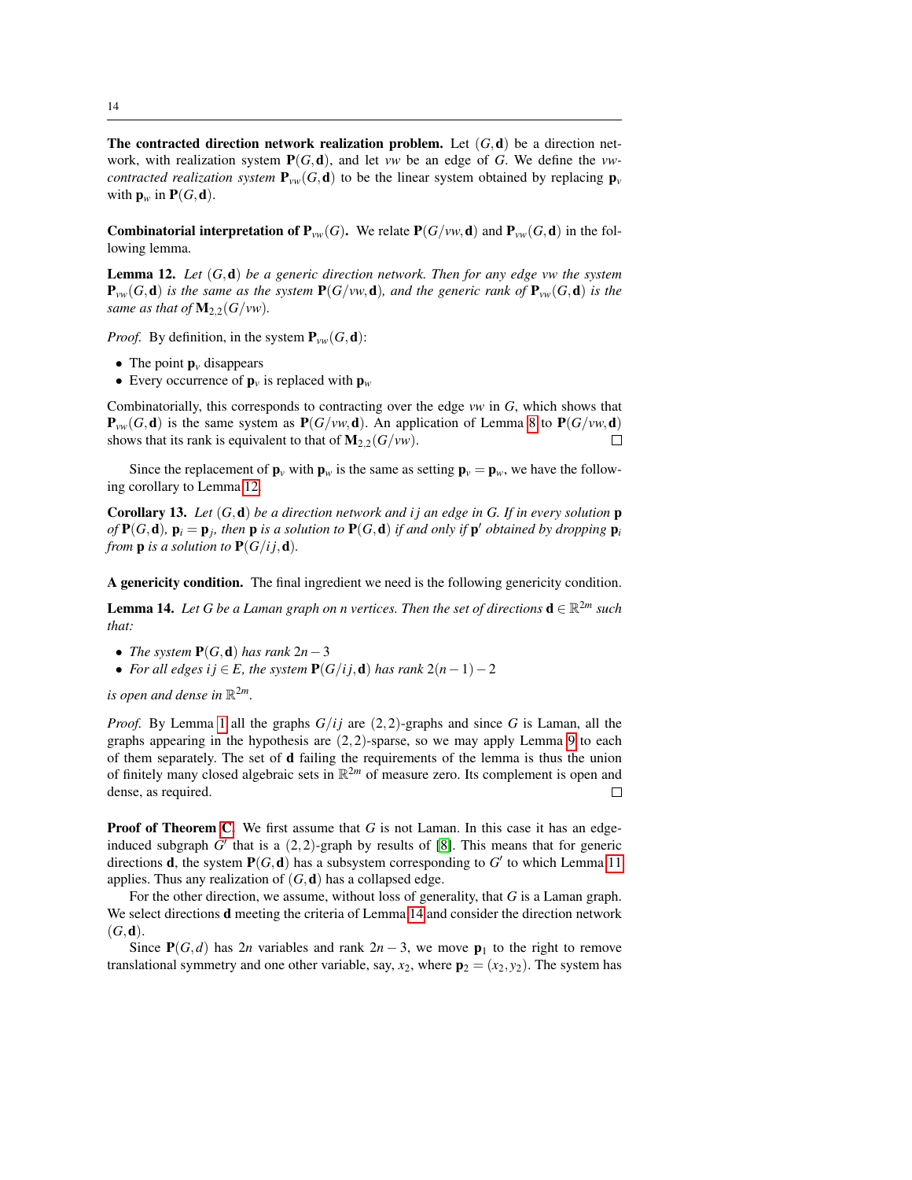**The contracted direction network realization problem.** Let $(G, \mathbf{d})$ be a direction network, with realization system $\mathbf{P}(G, \mathbf{d})$, and let $vw$ be an edge of $G$. We define the *$vw$-contracted realization system* $\mathbf{P}_{vw}(G, \mathbf{d})$ to be the linear system obtained by replacing $\mathbf{p}_v$ with $\mathbf{p}_w$ in $\mathbf{P}(G, \mathbf{d})$.

**Combinatorial interpretation of $\mathbf{P}_{vw}(G)$.** We relate $\mathbf{P}(G/vw, \mathbf{d})$ and $\mathbf{P}_{vw}(G, \mathbf{d})$ in the following lemma.

**Lemma 12.** *Let $(G, \mathbf{d})$ be a generic direction network. Then for any edge $vw$ the system $\mathbf{P}_{vw}(G, \mathbf{d})$ is the same system as $\mathbf{P}(G/vw, \mathbf{d})$, and the generic rank of $\mathbf{P}_{vw}(G, \mathbf{d})$ is the same as that of $\mathbf{M}_{2,2}(G/vw)$.*

*Proof.* By definition, in the system $\mathbf{P}_{vw}(G, \mathbf{d})$:

- The point $\mathbf{p}_v$ disappears
- Every occurrence of $\mathbf{p}_v$ is replaced with $\mathbf{p}_w$

Combinatorially, this corresponds to contracting over the edge $vw$ in $G$, which shows that $\mathbf{P}_{vw}(G, \mathbf{d})$ is the same system as $\mathbf{P}(G/vw, \mathbf{d})$. An application of Lemma 8 to $\mathbf{P}(G/vw, \mathbf{d})$ shows that its rank is equivalent to that of $\mathbf{M}_{2,2}(G/vw)$. $\square$

Since the replacement of $\mathbf{p}_v$ with $\mathbf{p}_w$ is the same as setting $\mathbf{p}_v = \mathbf{p}_w$, we have the following corollary to Lemma 12.

**Corollary 13.** *Let $(G, \mathbf{d})$ be a direction network and $ij$ an edge in $G$. If in every solution $\mathbf{p}$ of $\mathbf{P}(G, \mathbf{d})$, $\mathbf{p}_i = \mathbf{p}_j$, then $\mathbf{p}$ is a solution to $\mathbf{P}(G, \mathbf{d})$ if and only if $\mathbf{p}'$ obtained by dropping $\mathbf{p}_i$ from $\mathbf{p}$ is a solution to $\mathbf{P}(G/ij, \mathbf{d})$.*

**A genericity condition.** The final ingredient we need is the following genericity condition.

**Lemma 14.** *Let $G$ be a Laman graph on $n$ vertices. Then the set of directions $\mathbf{d} \in \mathbb{R}^{2m}$ such that:*

- *The system $\mathbf{P}(G, \mathbf{d})$ has rank $2n - 3$*
- *For all edges $ij \in E$, the system $\mathbf{P}(G/ij, \mathbf{d})$ has rank $2(n-1) - 2$*

*is open and dense in $\mathbb{R}^{2m}$.*

*Proof.* By Lemma 1 all the graphs $G/ij$ are $(2,2)$-graphs and since $G$ is Laman, all the graphs appearing in the hypothesis are $(2,2)$-sparse, so we may apply Lemma 9 to each of them separately. The set of $\mathbf{d}$ failing the requirements of the lemma is thus the union of finitely many closed algebraic sets in $\mathbb{R}^{2m}$ of measure zero. Its complement is open and dense, as required. $\square$

**Proof of Theorem C.** We first assume that $G$ is not Laman. In this case it has an edge-induced subgraph $G'$ that is a $(2,2)$-graph by results of [8]. This means that for generic directions $\mathbf{d}$, the system $\mathbf{P}(G, \mathbf{d})$ has a subsystem corresponding to $G'$ to which Lemma 11 applies. Thus any realization of $(G, \mathbf{d})$ has a collapsed edge.

For the other direction, we assume, without loss of generality, that $G$ is a Laman graph. We select directions $\mathbf{d}$ meeting the criteria of Lemma 14 and consider the direction network $(G, \mathbf{d})$.

Since $\mathbf{P}(G, d)$ has $2n$ variables and rank $2n - 3$, we move $\mathbf{p}_1$ to the right to remove translational symmetry and one other variable, say, $x_2$, where $\mathbf{p}_2 = (x_2, y_2)$. The system has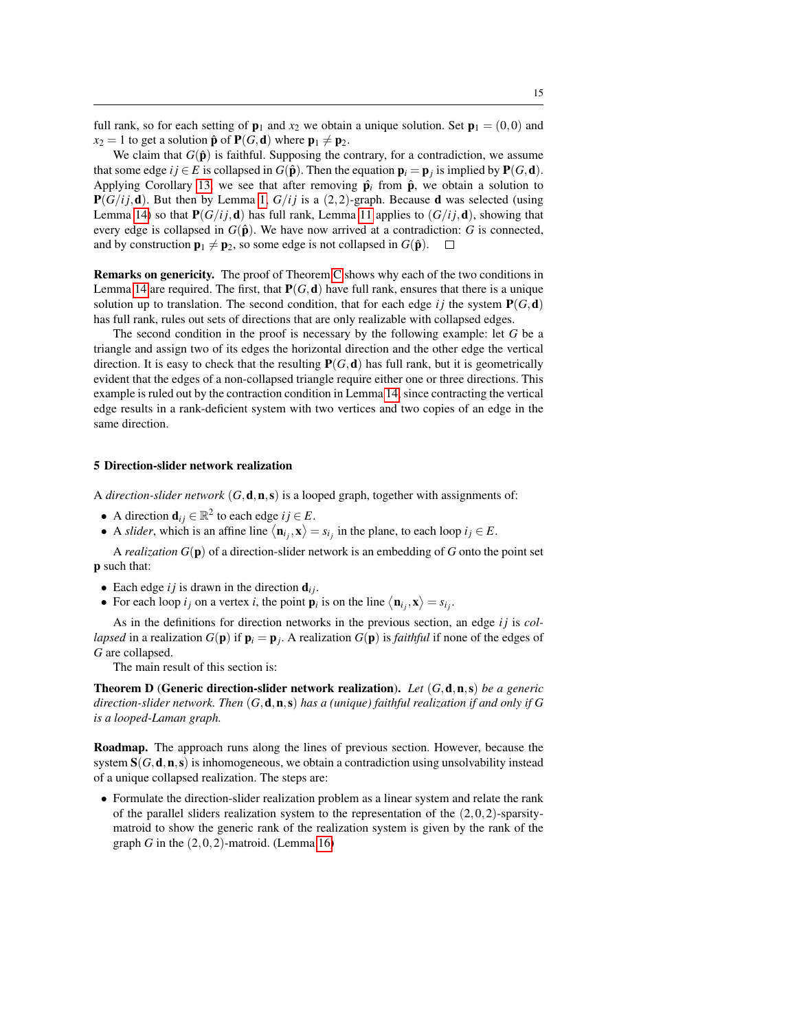full rank, so for each setting of $\mathbf{p}_1$ and $x_2$ we obtain a unique solution. Set $\mathbf{p}_1 = (0,0)$ and $x_2 = 1$ to get a solution $\hat{\mathbf{p}}$ of $\mathbf{P}(G,\mathbf{d})$ where $\mathbf{p}_1 \neq \mathbf{p}_2$.

We claim that $G(\hat{\mathbf{p}})$ is faithful. Supposing the contrary, for a contradiction, we assume that some edge $ij \in E$ is collapsed in $G(\hat{\mathbf{p}})$. Then the equation $\mathbf{p}_i = \mathbf{p}_j$ is implied by $\mathbf{P}(G,\mathbf{d})$. Applying Corollary 13, we see that after removing $\hat{\mathbf{p}}_i$ from $\hat{\mathbf{p}}$, we obtain a solution to $\mathbf{P}(G/ij,\mathbf{d})$. But then by Lemma 1, $G/ij$ is a $(2,2)$-graph. Because $\mathbf{d}$ was selected (using Lemma 14) so that $\mathbf{P}(G/ij,\mathbf{d})$ has full rank, Lemma 11 applies to $(G/ij,\mathbf{d})$, showing that every edge is collapsed in $G(\hat{\mathbf{p}})$. We have now arrived at a contradiction: $G$ is connected, and by construction $\mathbf{p}_1 \neq \mathbf{p}_2$, so some edge is not collapsed in $G(\hat{\mathbf{p}})$. $\square$

**Remarks on genericity.** The proof of Theorem C shows why each of the two conditions in Lemma 14 are required. The first, that $\mathbf{P}(G,\mathbf{d})$ have full rank, ensures that there is a unique solution up to translation. The second condition, that for each edge $ij$ the system $\mathbf{P}(G,\mathbf{d})$ has full rank, rules out sets of directions that are only realizable with collapsed edges.

The second condition in the proof is necessary by the following example: let $G$ be a triangle and assign two of its edges the horizontal direction and the other edge the vertical direction. It is easy to check that the resulting $\mathbf{P}(G,\mathbf{d})$ has full rank, but it is geometrically evident that the edges of a non-collapsed triangle require either one or three directions. This example is ruled out by the contraction condition in Lemma 14, since contracting the vertical edge results in a rank-deficient system with two vertices and two copies of an edge in the same direction.

## 5 Direction-slider network realization

A *direction-slider network* $(G,\mathbf{d},\mathbf{n},\mathbf{s})$ is a looped graph, together with assignments of:

- A direction $\mathbf{d}_{ij} \in \mathbb{R}^2$ to each edge $ij \in E$.
- A *slider*, which is an affine line $\langle \mathbf{n}_{i_j}, \mathbf{x} \rangle = s_{i_j}$ in the plane, to each loop $i_j \in E$.

A *realization* $G(\mathbf{p})$ of a direction-slider network is an embedding of $G$ onto the point set $\mathbf{p}$ such that:

- Each edge $ij$ is drawn in the direction $\mathbf{d}_{ij}$.
- For each loop $i_j$ on a vertex $i$, the point $\mathbf{p}_i$ is on the line $\langle \mathbf{n}_{i_j}, \mathbf{x} \rangle = s_{i_j}$.

As in the definitions for direction networks in the previous section, an edge $ij$ is *collapsed* in a realization $G(\mathbf{p})$ if $\mathbf{p}_i = \mathbf{p}_j$. A realization $G(\mathbf{p})$ is *faithful* if none of the edges of $G$ are collapsed.

The main result of this section is:

**Theorem D (Generic direction-slider network realization).** *Let $(G,\mathbf{d},\mathbf{n},\mathbf{s})$ be a generic direction-slider network. Then $(G,\mathbf{d},\mathbf{n},\mathbf{s})$ has a (unique) faithful realization if and only if $G$ is a looped-Laman graph.*

**Roadmap.** The approach runs along the lines of previous section. However, because the system $\mathbf{S}(G,\mathbf{d},\mathbf{n},\mathbf{s})$ is inhomogeneous, we obtain a contradiction using unsolvability instead of a unique collapsed realization. The steps are:

- Formulate the direction-slider realization problem as a linear system and relate the rank of the parallel sliders realization system to the representation of the $(2,0,2)$-sparsity-matroid to show the generic rank of the realization system is given by the rank of the graph $G$ in the $(2,0,2)$-matroid. (Lemma 16)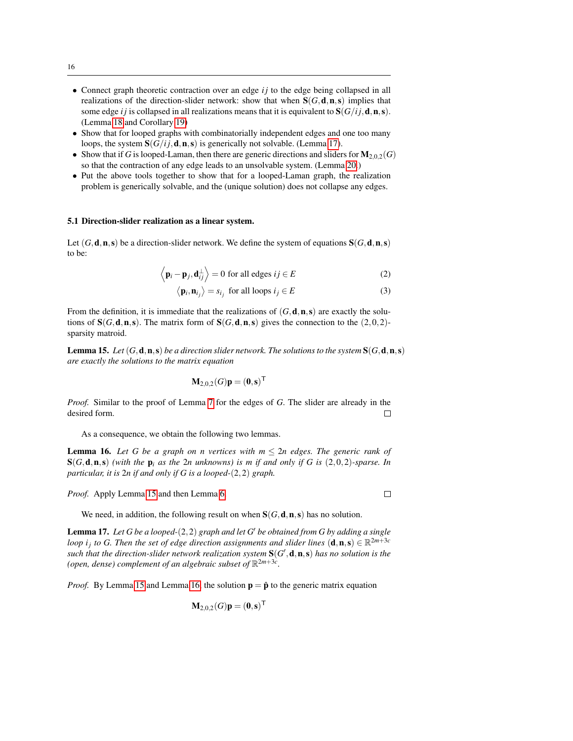- Connect graph theoretic contraction over an edge $ij$ to the edge being collapsed in all realizations of the direction-slider network: show that when $\mathbf{S}(G,\mathbf{d},\mathbf{n},\mathbf{s})$ implies that some edge $ij$ is collapsed in all realizations means that it is equivalent to $\mathbf{S}(G/ij,\mathbf{d},\mathbf{n},\mathbf{s})$. (Lemma 18 and Corollary 19)
- Show that for looped graphs with combinatorially independent edges and one too many loops, the system $\mathbf{S}(G/ij,\mathbf{d},\mathbf{n},\mathbf{s})$ is generically not solvable. (Lemma 17).
- Show that if $G$ is looped-Laman, then there are generic directions and sliders for $\mathbf{M}_{2,0,2}(G)$ so that the contraction of any edge leads to an unsolvable system. (Lemma 20.)
- Put the above tools together to show that for a looped-Laman graph, the realization problem is generically solvable, and the (unique solution) does not collapse any edges.

### 5.1 Direction-slider realization as a linear system.

Let $(G,\mathbf{d},\mathbf{n},\mathbf{s})$ be a direction-slider network. We define the system of equations $\mathbf{S}(G,\mathbf{d},\mathbf{n},\mathbf{s})$ to be:

$$\left\langle \mathbf{p}_i - \mathbf{p}_j, \mathbf{d}_{ij}^{\perp} \right\rangle = 0 \text{ for all edges } ij \in E \tag{2}$$

$$\left\langle \mathbf{p}_i, \mathbf{n}_{i_j} \right\rangle = s_{i_j} \text{ for all loops } i_j \in E \tag{3}$$

From the definition, it is immediate that the realizations of $(G,\mathbf{d},\mathbf{n},\mathbf{s})$ are exactly the solutions of $\mathbf{S}(G,\mathbf{d},\mathbf{n},\mathbf{s})$. The matrix form of $\mathbf{S}(G,\mathbf{d},\mathbf{n},\mathbf{s})$ gives the connection to the $(2,0,2)$-sparsity matroid.

**Lemma 15.** *Let $(G,\mathbf{d},\mathbf{n},\mathbf{s})$ be a direction slider network. The solutions to the system $\mathbf{S}(G,\mathbf{d},\mathbf{n},\mathbf{s})$ are exactly the solutions to the matrix equation*

$$\mathbf{M}_{2,0,2}(G)\mathbf{p} = (\mathbf{0},\mathbf{s})^{\mathsf{T}}$$

*Proof.* Similar to the proof of Lemma 7 for the edges of $G$. The slider are already in the desired form. □

As a consequence, we obtain the following two lemmas.

**Lemma 16.** *Let $G$ be a graph on $n$ vertices with $m \le 2n$ edges. The generic rank of $\mathbf{S}(G,\mathbf{d},\mathbf{n},\mathbf{s})$ (with the $\mathbf{p}_i$ as the $2n$ unknowns) is $m$ if and only if $G$ is $(2,0,2)$-sparse. In particular, it is $2n$ if and only if $G$ is a looped-$(2,2)$ graph.*

*Proof.* Apply Lemma 15 and then Lemma 6. □

We need, in addition, the following result on when $\mathbf{S}(G,\mathbf{d},\mathbf{n},\mathbf{s})$ has no solution.

**Lemma 17.** *Let $G$ be a looped-$(2,2)$ graph and let $G'$ be obtained from $G$ by adding a single loop $i_j$ to $G$. Then the set of edge direction assignments and slider lines $(\mathbf{d},\mathbf{n},\mathbf{s}) \in \mathbb{R}^{2m+3c}$ such that the direction-slider network realization system $\mathbf{S}(G',\mathbf{d},\mathbf{n},\mathbf{s})$ has no solution is the (open, dense) complement of an algebraic subset of $\mathbb{R}^{2m+3c}$.*

*Proof.* By Lemma 15 and Lemma 16, the solution $\mathbf{p} = \hat{\mathbf{p}}$ to the generic matrix equation

$$\mathbf{M}_{2,0,2}(G)\mathbf{p} = (\mathbf{0},\mathbf{s})^{\mathsf{T}}$$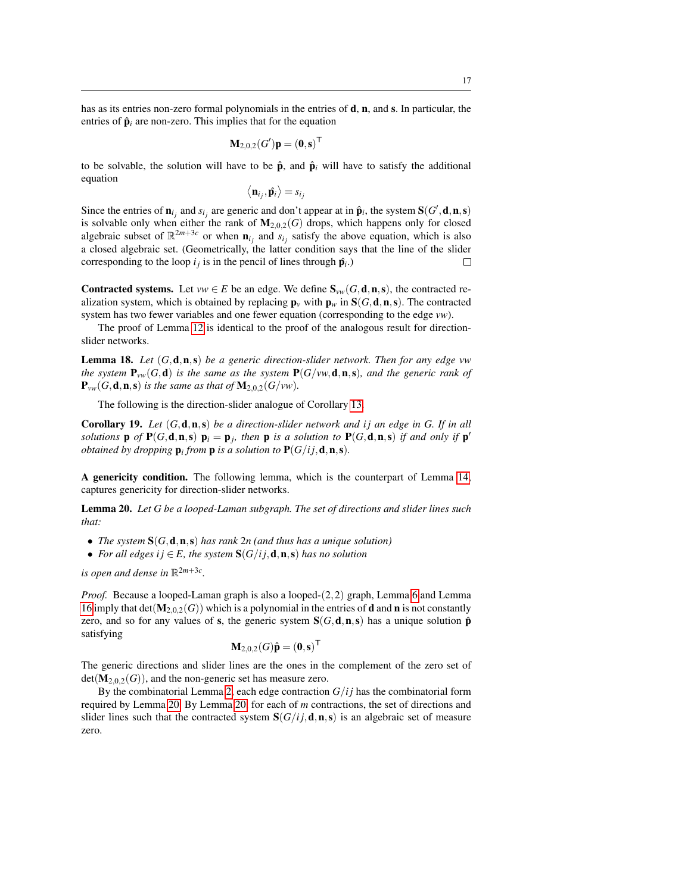has as its entries non-zero formal polynomials in the entries of $\mathbf{d}$, $\mathbf{n}$, and $\mathbf{s}$. In particular, the entries of $\hat{\mathbf{p}}_i$ are non-zero. This implies that for the equation

$$\mathbf{M}_{2,0,2}(G')\mathbf{p} = (\mathbf{0}, \mathbf{s})^{\mathsf{T}}$$

to be solvable, the solution will have to be $\hat{\mathbf{p}}$, and $\hat{\mathbf{p}}_i$ will have to satisfy the additional equation

$$\langle \mathbf{n}_{i_j}, \hat{\mathbf{p}}_i \rangle = s_{i_j}$$

Since the entries of $\mathbf{n}_{i_j}$ and $s_{i_j}$ are generic and don't appear at in $\hat{\mathbf{p}}_i$, the system $\mathbf{S}(G', \mathbf{d}, \mathbf{n}, \mathbf{s})$ is solvable only when either the rank of $\mathbf{M}_{2,0,2}(G)$ drops, which happens only for closed algebraic subset of $\mathbb{R}^{2m+3c}$ or when $\mathbf{n}_{i_j}$ and $s_{i_j}$ satisfy the above equation, which is also a closed algebraic set. (Geometrically, the latter condition says that the line of the slider corresponding to the loop $i_j$ is in the pencil of lines through $\hat{\mathbf{p}}_i$.) $\square$

**Contracted systems.** Let $vw \in E$ be an edge. We define $\mathbf{S}_{vw}(G, \mathbf{d}, \mathbf{n}, \mathbf{s})$, the contracted realization system, which is obtained by replacing $\mathbf{p}_v$ with $\mathbf{p}_w$ in $\mathbf{S}(G, \mathbf{d}, \mathbf{n}, \mathbf{s})$. The contracted system has two fewer variables and one fewer equation (corresponding to the edge $vw$).

The proof of Lemma 12 is identical to the proof of the analogous result for direction-slider networks.

**Lemma 18.** *Let $(G, \mathbf{d}, \mathbf{n}, \mathbf{s})$ be a generic direction-slider network. Then for any edge $vw$ the system $\mathbf{P}_{vw}(G, \mathbf{d})$ is the same as the system $\mathbf{P}(G/vw, \mathbf{d}, \mathbf{n}, \mathbf{s})$, and the generic rank of $\mathbf{P}_{vw}(G, \mathbf{d}, \mathbf{n}, \mathbf{s})$ is the same as that of $\mathbf{M}_{2,0,2}(G/vw)$.*

The following is the direction-slider analogue of Corollary 13.

**Corollary 19.** *Let $(G, \mathbf{d}, \mathbf{n}, \mathbf{s})$ be a direction-slider network and $ij$ an edge in $G$. If in all solutions $\mathbf{p}$ of $\mathbf{P}(G, \mathbf{d}, \mathbf{n}, \mathbf{s})$ $\mathbf{p}_i = \mathbf{p}_j$, then $\mathbf{p}$ is a solution to $\mathbf{P}(G, \mathbf{d}, \mathbf{n}, \mathbf{s})$ if and only if $\mathbf{p}'$ obtained by dropping $\mathbf{p}_i$ from $\mathbf{p}$ is a solution to $\mathbf{P}(G/ij, \mathbf{d}, \mathbf{n}, \mathbf{s})$.*

**A genericity condition.** The following lemma, which is the counterpart of Lemma 14, captures genericity for direction-slider networks.

**Lemma 20.** *Let $G$ be a looped-Laman subgraph. The set of directions and slider lines such that:*

- *The system $\mathbf{S}(G, \mathbf{d}, \mathbf{n}, \mathbf{s})$ has rank $2n$ (and thus has a unique solution)*
- *For all edges $ij \in E$, the system $\mathbf{S}(G/ij, \mathbf{d}, \mathbf{n}, \mathbf{s})$ has no solution*

*is open and dense in $\mathbb{R}^{2m+3c}$.*

*Proof.* Because a looped-Laman graph is also a looped-$(2,2)$ graph, Lemma 6 and Lemma 16 imply that $\det(\mathbf{M}_{2,0,2}(G))$ which is a polynomial in the entries of $\mathbf{d}$ and $\mathbf{n}$ is not constantly zero, and so for any values of $\mathbf{s}$, the generic system $\mathbf{S}(G, \mathbf{d}, \mathbf{n}, \mathbf{s})$ has a unique solution $\hat{\mathbf{p}}$ satisfying

$$\mathbf{M}_{2,0,2}(G)\hat{\mathbf{p}} = (\mathbf{0}, \mathbf{s})^{\mathsf{T}}$$

The generic directions and slider lines are the ones in the complement of the zero set of $\det(\mathbf{M}_{2,0,2}(G))$, and the non-generic set has measure zero.

By the combinatorial Lemma 2, each edge contraction $G/ij$ has the combinatorial form required by Lemma 20. By Lemma 20, for each of $m$ contractions, the set of directions and slider lines such that the contracted system $\mathbf{S}(G/ij, \mathbf{d}, \mathbf{n}, \mathbf{s})$ is an algebraic set of measure zero.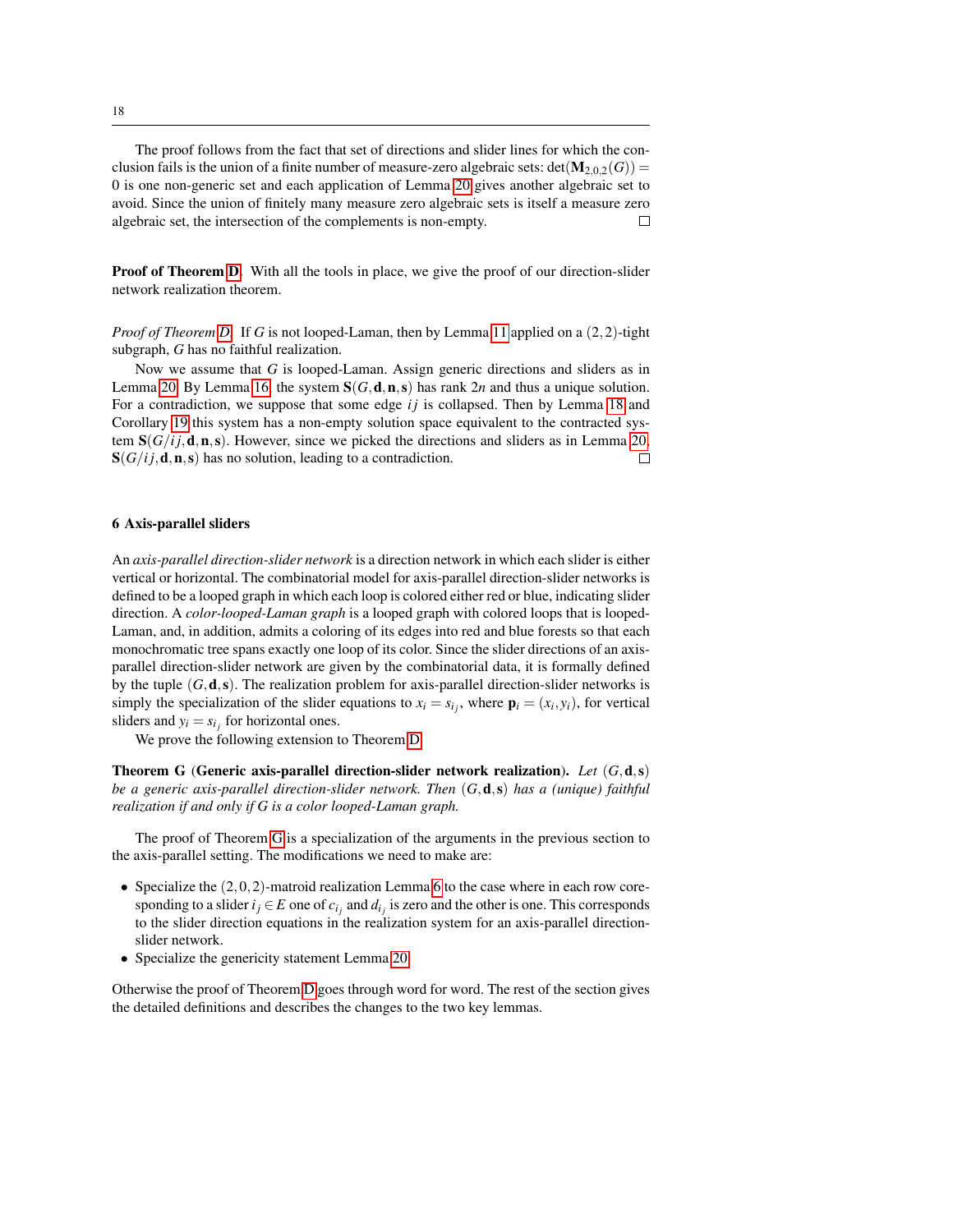The proof follows from the fact that set of directions and slider lines for which the conclusion fails is the union of a finite number of measure-zero algebraic sets: $\det(\mathbf{M}_{2,0,2}(G)) = 0$ is one non-generic set and each application of Lemma 20 gives another algebraic set to avoid. Since the union of finitely many measure zero algebraic sets is itself a measure zero algebraic set, the intersection of the complements is non-empty. □

**Proof of Theorem D.** With all the tools in place, we give the proof of our direction-slider network realization theorem.

*Proof of Theorem D.* If $G$ is not looped-Laman, then by Lemma 11 applied on a $(2,2)$-tight subgraph, $G$ has no faithful realization.

Now we assume that $G$ is looped-Laman. Assign generic directions and sliders as in Lemma 20. By Lemma 16, the system $\mathbf{S}(G,\mathbf{d},\mathbf{n},\mathbf{s})$ has rank $2n$ and thus a unique solution. For a contradiction, we suppose that some edge $ij$ is collapsed. Then by Lemma 18 and Corollary 19 this system has a non-empty solution space equivalent to the contracted system $\mathbf{S}(G/ij,\mathbf{d},\mathbf{n},\mathbf{s})$. However, since we picked the directions and sliders as in Lemma 20, $\mathbf{S}(G/ij,\mathbf{d},\mathbf{n},\mathbf{s})$ has no solution, leading to a contradiction. □

## 6 Axis-parallel sliders

An *axis-parallel direction-slider network* is a direction network in which each slider is either vertical or horizontal. The combinatorial model for axis-parallel direction-slider networks is defined to be a looped graph in which each loop is colored either red or blue, indicating slider direction. A *color-looped-Laman graph* is a looped graph with colored loops that is looped-Laman, and, in addition, admits a coloring of its edges into red and blue forests so that each monochromatic tree spans exactly one loop of its color. Since the slider directions of an axis-parallel direction-slider network are given by the combinatorial data, it is formally defined by the tuple $(G,\mathbf{d},\mathbf{s})$. The realization problem for axis-parallel direction-slider networks is simply the specialization of the slider equations to $x_i = s_{i_j}$, where $\mathbf{p}_i = (x_i, y_i)$, for vertical sliders and $y_i = s_{i_j}$ for horizontal ones.

We prove the following extension to Theorem D.

**Theorem G (Generic axis-parallel direction-slider network realization).** *Let $(G,\mathbf{d},\mathbf{s})$ be a generic axis-parallel direction-slider network. Then $(G,\mathbf{d},\mathbf{s})$ has a (unique) faithful realization if and only if $G$ is a color looped-Laman graph.*

The proof of Theorem G is a specialization of the arguments in the previous section to the axis-parallel setting. The modifications we need to make are:

- Specialize the $(2,0,2)$-matroid realization Lemma 6 to the case where in each row corresponding to a slider $i_j \in E$ one of $c_{i_j}$ and $d_{i_j}$ is zero and the other is one. This corresponds to the slider direction equations in the realization system for an axis-parallel direction-slider network.
- Specialize the genericity statement Lemma 20.

Otherwise the proof of Theorem D goes through word for word. The rest of the section gives the detailed definitions and describes the changes to the two key lemmas.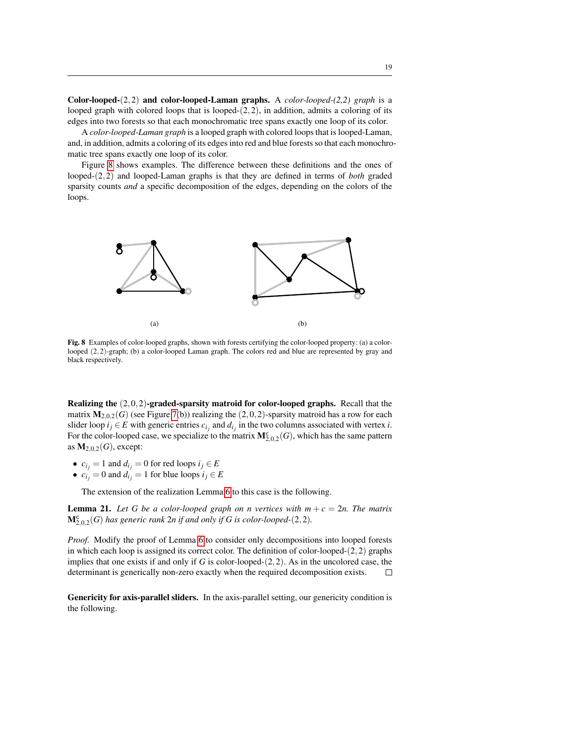**Color-looped-$(2,2)$ and color-looped-Laman graphs.** A *color-looped-(2,2) graph* is a looped graph with colored loops that is looped-$(2,2)$, in addition, admits a coloring of its edges into two forests so that each monochromatic tree spans exactly one loop of its color.

A *color-looped-Laman graph* is a looped graph with colored loops that is looped-Laman, and, in addition, admits a coloring of its edges into red and blue forests so that each monochromatic tree spans exactly one loop of its color.

Figure 8 shows examples. The difference between these definitions and the ones of looped-$(2,2)$ and looped-Laman graphs is that they are defined in terms of *both* graded sparsity counts *and* a specific decomposition of the edges, depending on the colors of the loops.

(a) (b)

**Fig. 8** Examples of color-looped graphs, shown with forests certifying the color-looped property: (a) a color-looped $(2,2)$-graph; (b) a color-looped Laman graph. The colors red and blue are represented by gray and black respectively.

**Realizing the $(2,0,2)$-graded-sparsity matroid for color-looped graphs.** Recall that the matrix $\mathbf{M}_{2,0,2}(G)$ (see Figure 7(b)) realizing the $(2,0,2)$-sparsity matroid has a row for each slider loop $i_j \in E$ with generic entries $c_{i_j}$ and $d_{i_j}$ in the two columns associated with vertex $i$. For the color-looped case, we specialize to the matrix $\mathbf{M}^{\mathrm{c}}_{2,0,2}(G)$, which has the same pattern as $\mathbf{M}_{2,0,2}(G)$, except:

- $c_{i_j} = 1$ and $d_{i_j} = 0$ for red loops $i_j \in E$
- $c_{i_j} = 0$ and $d_{i_j} = 1$ for blue loops $i_j \in E$

The extension of the realization Lemma 6 to this case is the following.

**Lemma 21.** *Let $G$ be a color-looped graph on $n$ vertices with $m + c = 2n$. The matrix $\mathbf{M}^{\mathrm{c}}_{2,0,2}(G)$ has generic rank $2n$ if and only if $G$ is color-looped-$(2,2)$.*

*Proof.* Modify the proof of Lemma 6 to consider only decompositions into looped forests in which each loop is assigned its correct color. The definition of color-looped-$(2,2)$ graphs implies that one exists if and only if $G$ is color-looped-$(2,2)$. As in the uncolored case, the determinant is generically non-zero exactly when the required decomposition exists. □

**Genericity for axis-parallel sliders.** In the axis-parallel setting, our genericity condition is the following.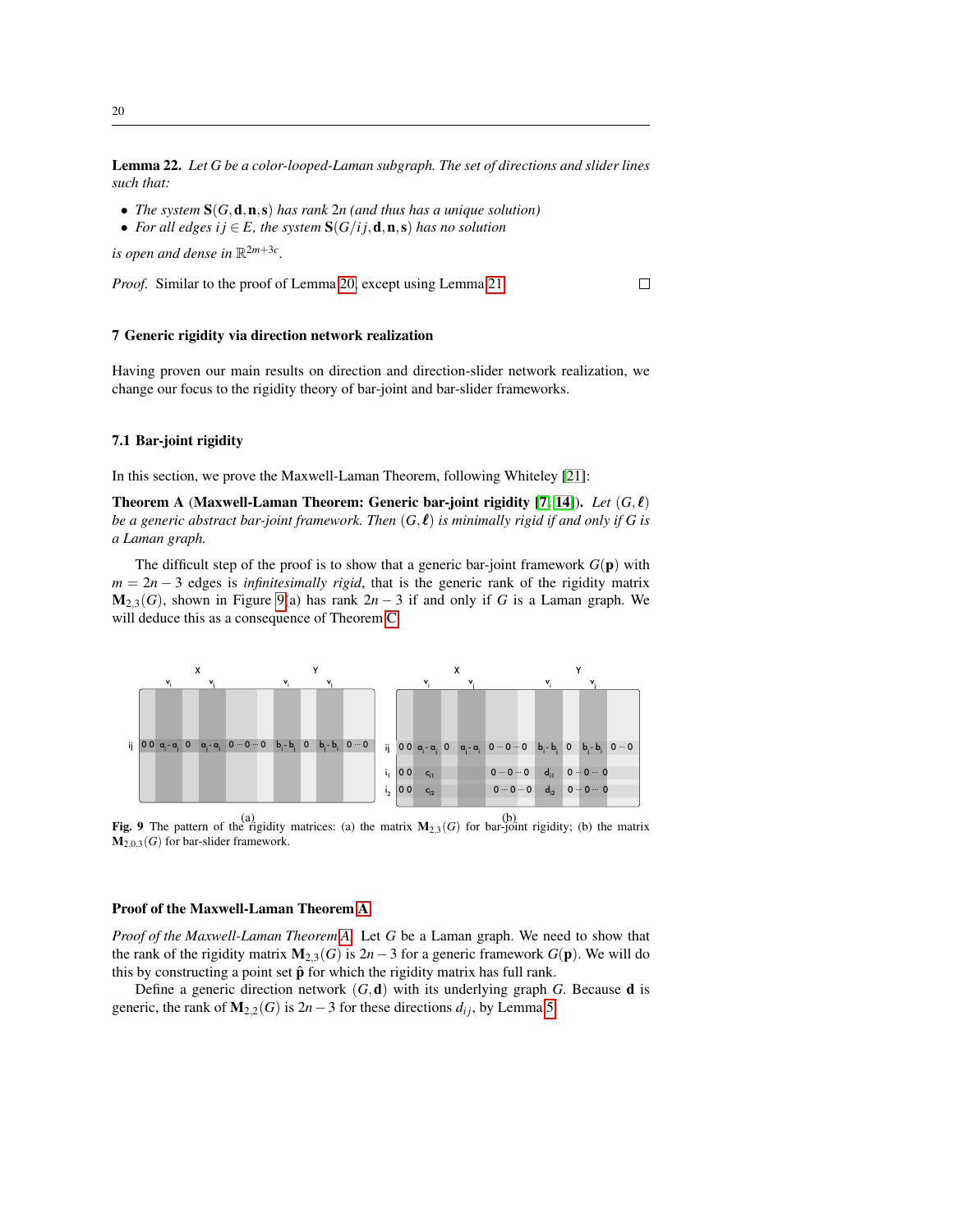**Lemma 22.** *Let G be a color-looped-Laman subgraph. The set of directions and slider lines such that:*

- *The system $\mathbf{S}(G,\mathbf{d},\mathbf{n},\mathbf{s})$ has rank $2n$ (and thus has a unique solution)*
- *For all edges $ij \in E$, the system $\mathbf{S}(G/ij,\mathbf{d},\mathbf{n},\mathbf{s})$ has no solution*

*is open and dense in $\mathbb{R}^{2m+3c}$.*

*Proof.* Similar to the proof of Lemma 20, except using Lemma 21. □

## 7 Generic rigidity via direction network realization

Having proven our main results on direction and direction-slider network realization, we change our focus to the rigidity theory of bar-joint and bar-slider frameworks.

### 7.1 Bar-joint rigidity

In this section, we prove the Maxwell-Laman Theorem, following Whiteley [21]:

**Theorem A (Maxwell-Laman Theorem: Generic bar-joint rigidity [7, 14]).** *Let $(G,\boldsymbol{\ell})$ be a generic abstract bar-joint framework. Then $(G,\boldsymbol{\ell})$ is minimally rigid if and only if $G$ is a Laman graph.*

The difficult step of the proof is to show that a generic bar-joint framework $G(\mathbf{p})$ with $m = 2n-3$ edges is *infinitesimally rigid*, that is the generic rank of the rigidity matrix $\mathbf{M}_{2,3}(G)$, shown in Figure 9(a) has rank $2n-3$ if and only if $G$ is a Laman graph. We will deduce this as a consequence of Theorem C.

**Fig. 9** The pattern of the rigidity matrices: (a) the matrix $\mathbf{M}_{2,3}(G)$ for bar-joint rigidity; (b) the matrix $\mathbf{M}_{2,0,3}(G)$ for bar-slider framework.

#### Proof of the Maxwell-Laman Theorem A

*Proof of the Maxwell-Laman Theorem A.* Let $G$ be a Laman graph. We need to show that the rank of the rigidity matrix $\mathbf{M}_{2,3}(G)$ is $2n-3$ for a generic framework $G(\mathbf{p})$. We will do this by constructing a point set $\hat{\mathbf{p}}$ for which the rigidity matrix has full rank.

Define a generic direction network $(G,\mathbf{d})$ with its underlying graph $G$. Because $\mathbf{d}$ is generic, the rank of $\mathbf{M}_{2,2}(G)$ is $2n-3$ for these directions $d_{ij}$, by Lemma 5.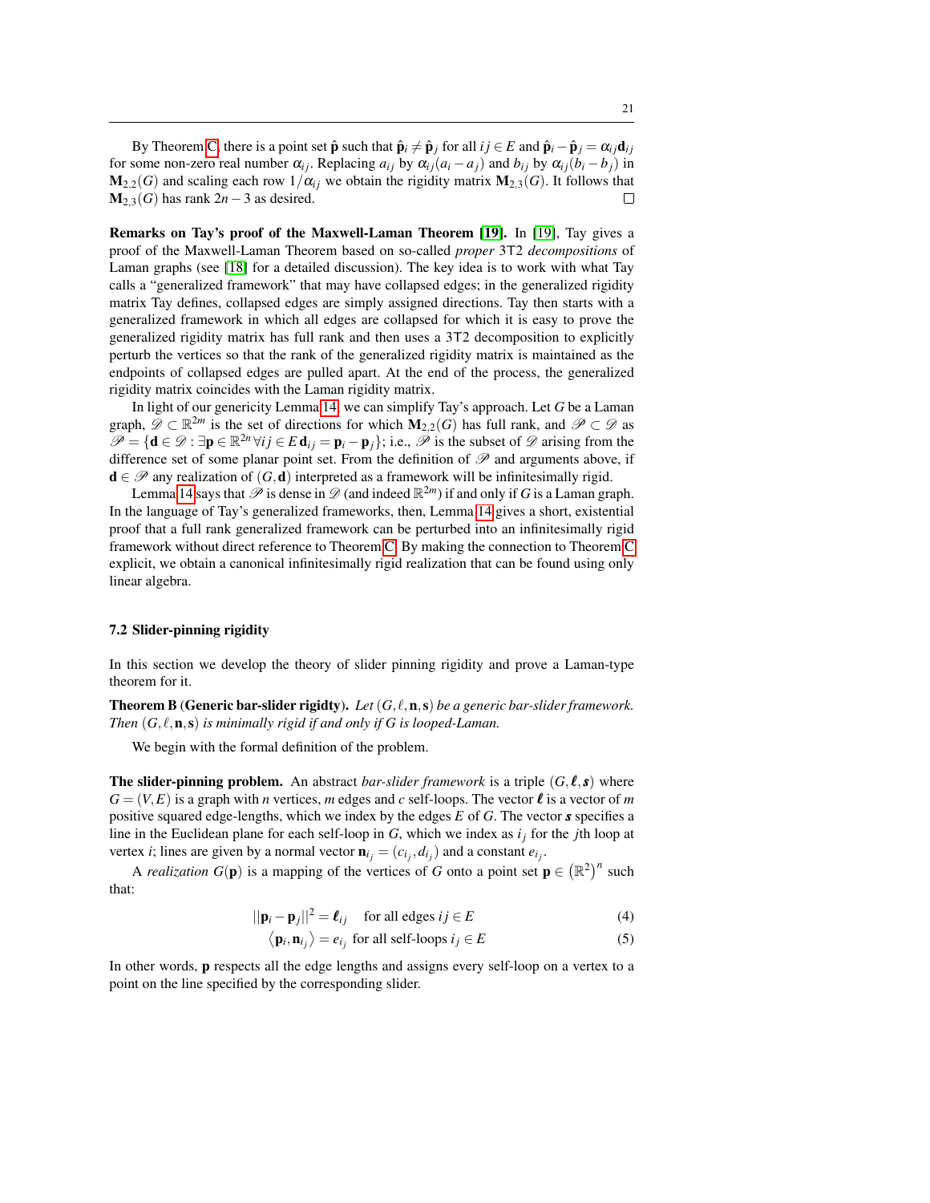By Theorem C, there is a point set $\hat{\mathbf{p}}$ such that $\hat{\mathbf{p}}_i \neq \hat{\mathbf{p}}_j$ for all $ij \in E$ and $\hat{\mathbf{p}}_i - \hat{\mathbf{p}}_j = \alpha_{ij}\mathbf{d}_{ij}$ for some non-zero real number $\alpha_{ij}$. Replacing $a_{ij}$ by $\alpha_{ij}(a_i - a_j)$ and $b_{ij}$ by $\alpha_{ij}(b_i - b_j)$ in $\mathbf{M}_{2,2}(G)$ and scaling each row $1/\alpha_{ij}$ we obtain the rigidity matrix $\mathbf{M}_{2,3}(G)$. It follows that $\mathbf{M}_{2,3}(G)$ has rank $2n-3$ as desired. □

**Remarks on Tay's proof of the Maxwell-Laman Theorem [19].** In [19], Tay gives a proof of the Maxwell-Laman Theorem based on so-called *proper* 3T2 *decompositions* of Laman graphs (see [18] for a detailed discussion). The key idea is to work with what Tay calls a "generalized framework" that may have collapsed edges; in the generalized rigidity matrix Tay defines, collapsed edges are simply assigned directions. Tay then starts with a generalized framework in which all edges are collapsed for which it is easy to prove the generalized rigidity matrix has full rank and then uses a 3T2 decomposition to explicitly perturb the vertices so that the rank of the generalized rigidity matrix is maintained as the endpoints of collapsed edges are pulled apart. At the end of the process, the generalized rigidity matrix coincides with the Laman rigidity matrix.

In light of our genericity Lemma 14, we can simplify Tay's approach. Let $G$ be a Laman graph, $\mathscr{D} \subset \mathbb{R}^{2m}$ is the set of directions for which $\mathbf{M}_{2,2}(G)$ has full rank, and $\mathscr{P} \subset \mathscr{D}$ as $\mathscr{P} = \{\mathbf{d} \in \mathscr{D} : \exists \mathbf{p} \in \mathbb{R}^{2n} \, \forall ij \in E \, \mathbf{d}_{ij} = \mathbf{p}_i - \mathbf{p}_j\}$; i.e., $\mathscr{P}$ is the subset of $\mathscr{D}$ arising from the difference set of some planar point set. From the definition of $\mathscr{P}$ and arguments above, if $\mathbf{d} \in \mathscr{P}$ any realization of $(G, \mathbf{d})$ interpreted as a framework will be infinitesimally rigid.

Lemma 14 says that $\mathscr{P}$ is dense in $\mathscr{D}$ (and indeed $\mathbb{R}^{2m}$) if and only if $G$ is a Laman graph. In the language of Tay's generalized frameworks, then, Lemma 14 gives a short, existential proof that a full rank generalized framework can be perturbed into an infinitesimally rigid framework without direct reference to Theorem C. By making the connection to Theorem C explicit, we obtain a canonical infinitesimally rigid realization that can be found using only linear algebra.

### 7.2 Slider-pinning rigidity

In this section we develop the theory of slider pinning rigidity and prove a Laman-type theorem for it.

**Theorem B** (**Generic bar-slider rigidty**). *Let $(G, \ell, \mathbf{n}, \mathbf{s})$ be a generic bar-slider framework. Then $(G, \ell, \mathbf{n}, \mathbf{s})$ is minimally rigid if and only if $G$ is looped-Laman.*

We begin with the formal definition of the problem.

**The slider-pinning problem.** An abstract *bar-slider framework* is a triple $(G, \boldsymbol{\ell}, \boldsymbol{s})$ where $G = (V, E)$ is a graph with $n$ vertices, $m$ edges and $c$ self-loops. The vector $\boldsymbol{\ell}$ is a vector of $m$ positive squared edge-lengths, which we index by the edges $E$ of $G$. The vector $\boldsymbol{s}$ specifies a line in the Euclidean plane for each self-loop in $G$, which we index as $i_j$ for the $j$th loop at vertex $i$; lines are given by a normal vector $\mathbf{n}_{i_j} = (c_{i_j}, d_{i_j})$ and a constant $e_{i_j}$.

A *realization* $G(\mathbf{p})$ is a mapping of the vertices of $G$ onto a point set $\mathbf{p} \in \left(\mathbb{R}^2\right)^n$ such that:

$$||\mathbf{p}_i - \mathbf{p}_j||^2 = \boldsymbol{\ell}_{ij} \quad \text{for all edges } ij \in E \tag{4}$$

$$\langle \mathbf{p}_i, \mathbf{n}_{i_j} \rangle = e_{i_j} \;\; \text{for all self-loops } i_j \in E \tag{5}$$

In other words, $\mathbf{p}$ respects all the edge lengths and assigns every self-loop on a vertex to a point on the line specified by the corresponding slider.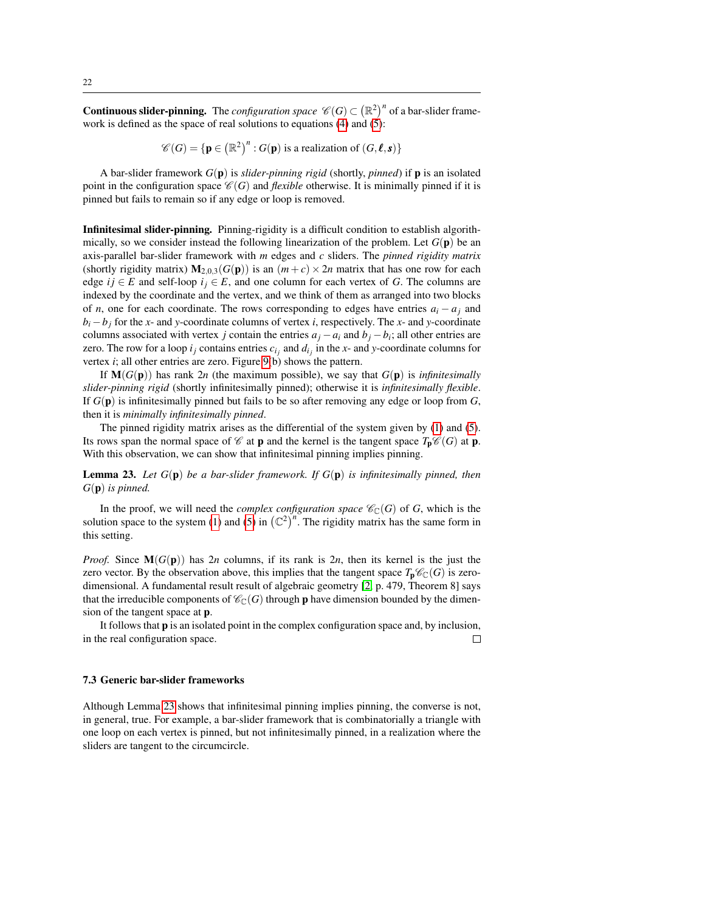**Continuous slider-pinning.** The *configuration space* $\mathscr{C}(G) \subset \left(\mathbb{R}^2\right)^n$ of a bar-slider framework is defined as the space of real solutions to equations (4) and (5):

$$\mathscr{C}(G) = \{\mathbf{p} \in \left(\mathbb{R}^2\right)^n : G(\mathbf{p}) \text{ is a realization of } (G, \boldsymbol{\ell}, \boldsymbol{s})\}$$

A bar-slider framework $G(\mathbf{p})$ is *slider-pinning rigid* (shortly, *pinned*) if $\mathbf{p}$ is an isolated point in the configuration space $\mathscr{C}(G)$ and *flexible* otherwise. It is minimally pinned if it is pinned but fails to remain so if any edge or loop is removed.

**Infinitesimal slider-pinning.** Pinning-rigidity is a difficult condition to establish algorithmically, so we consider instead the following linearization of the problem. Let $G(\mathbf{p})$ be an axis-parallel bar-slider framework with $m$ edges and $c$ sliders. The *pinned rigidity matrix* (shortly rigidity matrix) $\mathbf{M}_{2,0,3}(G(\mathbf{p}))$ is an $(m+c) \times 2n$ matrix that has one row for each edge $ij \in E$ and self-loop $i_j \in E$, and one column for each vertex of $G$. The columns are indexed by the coordinate and the vertex, and we think of them as arranged into two blocks of $n$, one for each coordinate. The rows corresponding to edges have entries $a_i - a_j$ and $b_i - b_j$ for the $x$- and $y$-coordinate columns of vertex $i$, respectively. The $x$- and $y$-coordinate columns associated with vertex $j$ contain the entries $a_j - a_i$ and $b_j - b_i$; all other entries are zero. The row for a loop $i_j$ contains entries $c_{i_j}$ and $d_{i_j}$ in the $x$- and $y$-coordinate columns for vertex $i$; all other entries are zero. Figure 9(b) shows the pattern.

If $\mathbf{M}(G(\mathbf{p}))$ has rank $2n$ (the maximum possible), we say that $G(\mathbf{p})$ is *infinitesimally slider-pinning rigid* (shortly infinitesimally pinned); otherwise it is *infinitesimally flexible*. If $G(\mathbf{p})$ is infinitesimally pinned but fails to be so after removing any edge or loop from $G$, then it is *minimally infinitesimally pinned*.

The pinned rigidity matrix arises as the differential of the system given by (1) and (5). Its rows span the normal space of $\mathscr{C}$ at $\mathbf{p}$ and the kernel is the tangent space $T_{\mathbf{p}}\mathscr{C}(G)$ at $\mathbf{p}$. With this observation, we can show that infinitesimal pinning implies pinning.

**Lemma 23.** *Let $G(\mathbf{p})$ be a bar-slider framework. If $G(\mathbf{p})$ is infinitesimally pinned, then $G(\mathbf{p})$ is pinned.*

In the proof, we will need the *complex configuration space* $\mathscr{C}_{\mathbb{C}}(G)$ of $G$, which is the solution space to the system (1) and (5) in $\left(\mathbb{C}^2\right)^n$. The rigidity matrix has the same form in this setting.

*Proof.* Since $\mathbf{M}(G(\mathbf{p}))$ has $2n$ columns, if its rank is $2n$, then its kernel is the just the zero vector. By the observation above, this implies that the tangent space $T_{\mathbf{p}}\mathscr{C}_{\mathbb{C}}(G)$ is zero-dimensional. A fundamental result result of algebraic geometry [2, p. 479, Theorem 8] says that the irreducible components of $\mathscr{C}_{\mathbb{C}}(G)$ through $\mathbf{p}$ have dimension bounded by the dimension of the tangent space at $\mathbf{p}$.

It follows that $\mathbf{p}$ is an isolated point in the complex configuration space and, by inclusion, in the real configuration space. $\square$

### 7.3 Generic bar-slider frameworks

Although Lemma 23 shows that infinitesimal pinning implies pinning, the converse is not, in general, true. For example, a bar-slider framework that is combinatorially a triangle with one loop on each vertex is pinned, but not infinitesimally pinned, in a realization where the sliders are tangent to the circumcircle.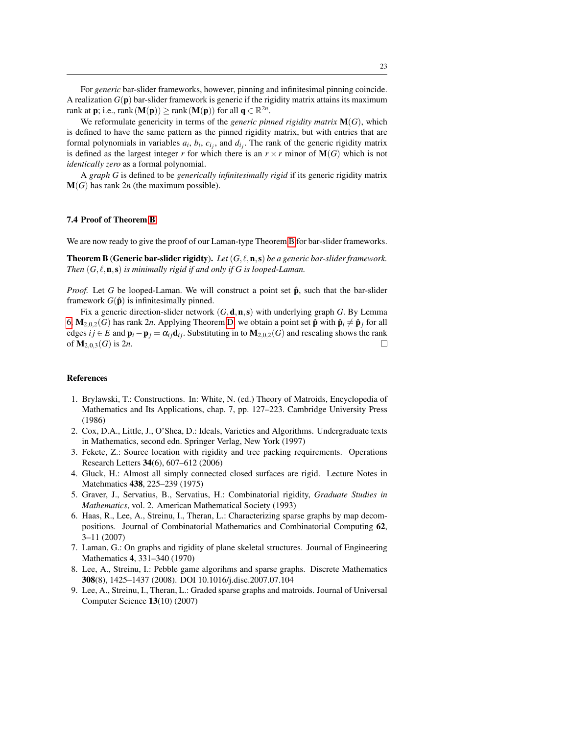For *generic* bar-slider frameworks, however, pinning and infinitesimal pinning coincide. A realization $G(\mathbf{p})$ bar-slider framework is generic if the rigidity matrix attains its maximum rank at $\mathbf{p}$; i.e., $\operatorname{rank}(\mathbf{M}(\mathbf{p})) \geq \operatorname{rank}(\mathbf{M}(\mathbf{p}))$ for all $\mathbf{q} \in \mathbb{R}^{2n}$.

We reformulate genericity in terms of the *generic pinned rigidity matrix* $\mathbf{M}(G)$, which is defined to have the same pattern as the pinned rigidity matrix, but with entries that are formal polynomials in variables $a_i$, $b_i$, $c_{i_j}$, and $d_{i_j}$. The rank of the generic rigidity matrix is defined as the largest integer $r$ for which there is an $r \times r$ minor of $\mathbf{M}(G)$ which is not *identically zero* as a formal polynomial.

A *graph* $G$ is defined to be *generically infinitesimally rigid* if its generic rigidity matrix $\mathbf{M}(G)$ has rank $2n$ (the maximum possible).

### 7.4 Proof of Theorem B

We are now ready to give the proof of our Laman-type Theorem B for bar-slider frameworks.

**Theorem B** (**Generic bar-slider rigidty**). *Let $(G, \ell, \mathbf{n}, \mathbf{s})$ be a generic bar-slider framework. Then $(G, \ell, \mathbf{n}, \mathbf{s})$ is minimally rigid if and only if $G$ is looped-Laman.*

*Proof.* Let $G$ be looped-Laman. We will construct a point set $\hat{\mathbf{p}}$, such that the bar-slider framework $G(\hat{\mathbf{p}})$ is infinitesimally pinned.

Fix a generic direction-slider network $(G, \mathbf{d}, \mathbf{n}, \mathbf{s})$ with underlying graph $G$. By Lemma 6, $\mathbf{M}_{2,0,2}(G)$ has rank $2n$. Applying Theorem D, we obtain a point set $\hat{\mathbf{p}}$ with $\hat{\mathbf{p}}_i \neq \hat{\mathbf{p}}_j$ for all edges $ij \in E$ and $\mathbf{p}_i - \mathbf{p}_j = \alpha_{ij}\mathbf{d}_{ij}$. Substituting in to $\mathbf{M}_{2,0,2}(G)$ and rescaling shows the rank of $\mathbf{M}_{2,0,3}(G)$ is $2n$. □

### References

1. Brylawski, T.: Constructions. In: White, N. (ed.) Theory of Matroids, Encyclopedia of Mathematics and Its Applications, chap. 7, pp. 127–223. Cambridge University Press (1986)
2. Cox, D.A., Little, J., O'Shea, D.: Ideals, Varieties and Algorithms. Undergraduate texts in Mathematics, second edn. Springer Verlag, New York (1997)
3. Fekete, Z.: Source location with rigidity and tree packing requirements. Operations Research Letters **34**(6), 607–612 (2006)
4. Gluck, H.: Almost all simply connected closed surfaces are rigid. Lecture Notes in Matehmatics **438**, 225–239 (1975)
5. Graver, J., Servatius, B., Servatius, H.: Combinatorial rigidity, *Graduate Studies in Mathematics*, vol. 2. American Mathematical Society (1993)
6. Haas, R., Lee, A., Streinu, I., Theran, L.: Characterizing sparse graphs by map decompositions. Journal of Combinatorial Mathematics and Combinatorial Computing **62**, 3–11 (2007)
7. Laman, G.: On graphs and rigidity of plane skeletal structures. Journal of Engineering Mathematics **4**, 331–340 (1970)
8. Lee, A., Streinu, I.: Pebble game algorihms and sparse graphs. Discrete Mathematics **308**(8), 1425–1437 (2008). DOI 10.1016/j.disc.2007.07.104
9. Lee, A., Streinu, I., Theran, L.: Graded sparse graphs and matroids. Journal of Universal Computer Science **13**(10) (2007)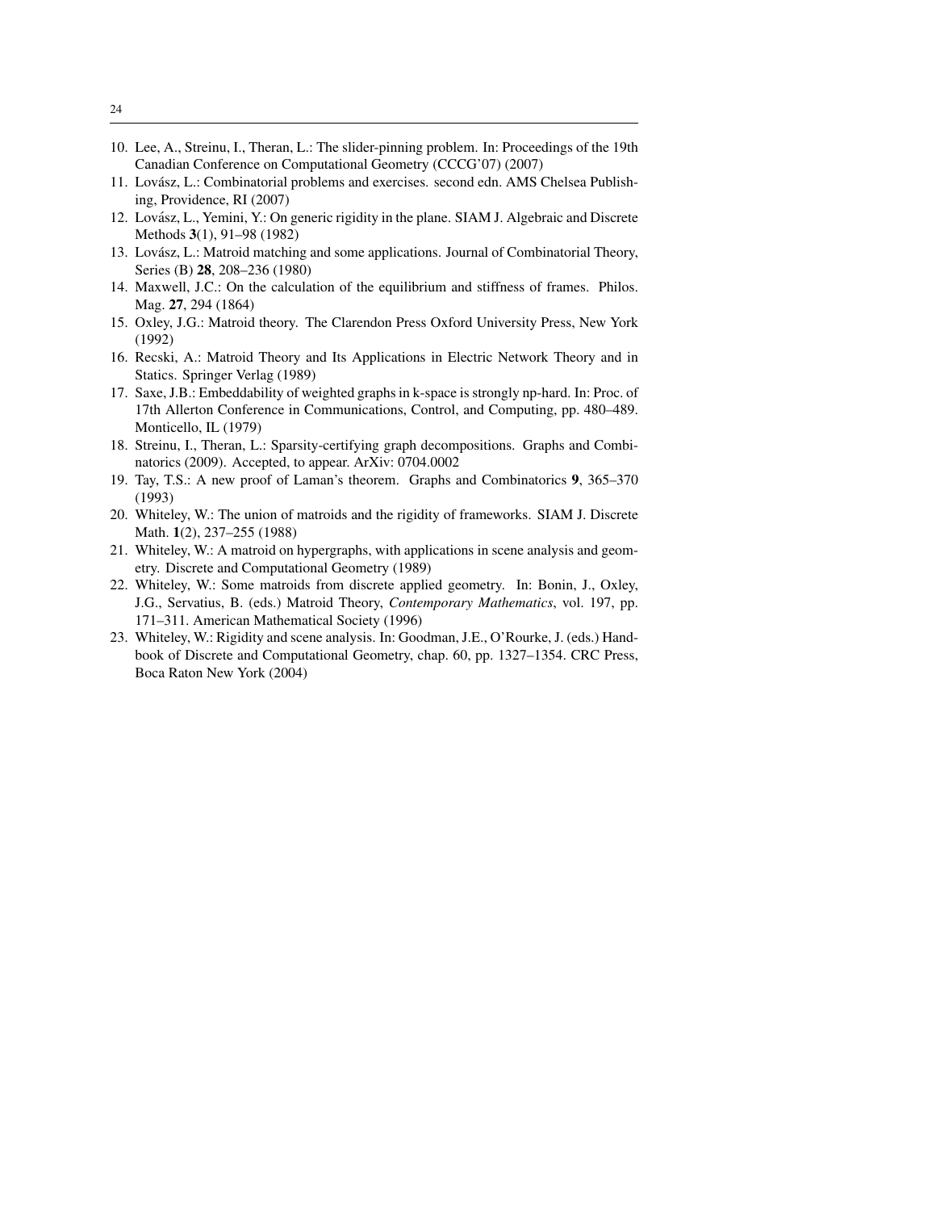10. Lee, A., Streinu, I., Theran, L.: The slider-pinning problem. In: Proceedings of the 19th Canadian Conference on Computational Geometry (CCCG'07) (2007)
11. Lovász, L.: Combinatorial problems and exercises. second edn. AMS Chelsea Publishing, Providence, RI (2007)
12. Lovász, L., Yemini, Y.: On generic rigidity in the plane. SIAM J. Algebraic and Discrete Methods **3**(1), 91–98 (1982)
13. Lovász, L.: Matroid matching and some applications. Journal of Combinatorial Theory, Series (B) **28**, 208–236 (1980)
14. Maxwell, J.C.: On the calculation of the equilibrium and stiffness of frames. Philos. Mag. **27**, 294 (1864)
15. Oxley, J.G.: Matroid theory. The Clarendon Press Oxford University Press, New York (1992)
16. Recski, A.: Matroid Theory and Its Applications in Electric Network Theory and in Statics. Springer Verlag (1989)
17. Saxe, J.B.: Embeddability of weighted graphs in k-space is strongly np-hard. In: Proc. of 17th Allerton Conference in Communications, Control, and Computing, pp. 480–489. Monticello, IL (1979)
18. Streinu, I., Theran, L.: Sparsity-certifying graph decompositions. Graphs and Combinatorics (2009). Accepted, to appear. ArXiv: 0704.0002
19. Tay, T.S.: A new proof of Laman's theorem. Graphs and Combinatorics **9**, 365–370 (1993)
20. Whiteley, W.: The union of matroids and the rigidity of frameworks. SIAM J. Discrete Math. **1**(2), 237–255 (1988)
21. Whiteley, W.: A matroid on hypergraphs, with applications in scene analysis and geometry. Discrete and Computational Geometry (1989)
22. Whiteley, W.: Some matroids from discrete applied geometry. In: Bonin, J., Oxley, J.G., Servatius, B. (eds.) Matroid Theory, *Contemporary Mathematics*, vol. 197, pp. 171–311. American Mathematical Society (1996)
23. Whiteley, W.: Rigidity and scene analysis. In: Goodman, J.E., O'Rourke, J. (eds.) Handbook of Discrete and Computational Geometry, chap. 60, pp. 1327–1354. CRC Press, Boca Raton New York (2004)